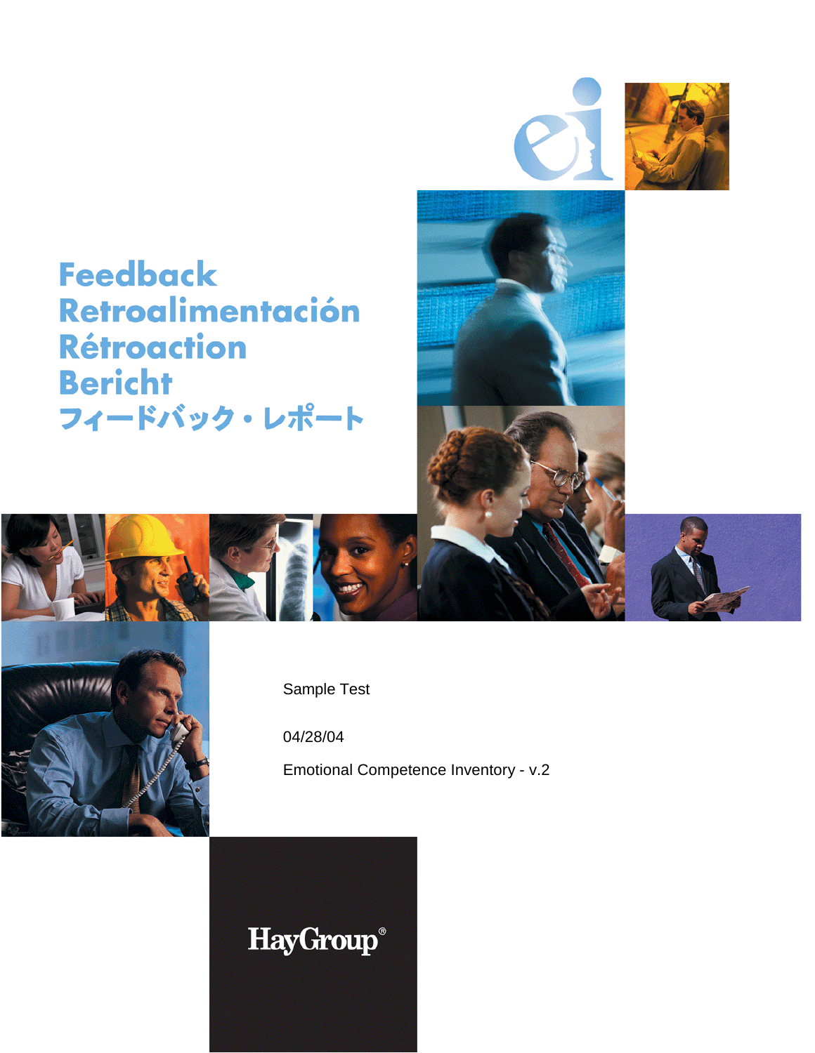# Feedback
# Retroalimentación
# Rétroaction
# Bericht
# フィードバック・レポート

Sample Test

04/28/04

Emotional Competence Inventory - v.2

HayGroup®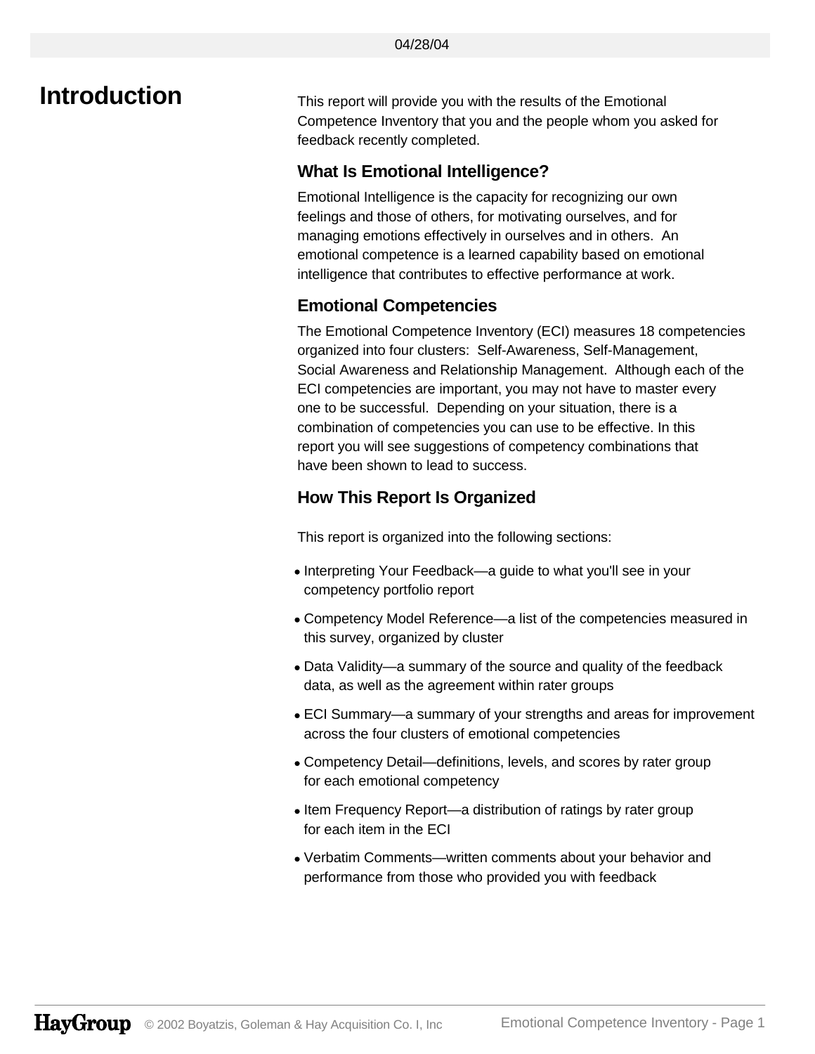# Introduction

This report will provide you with the results of the Emotional Competence Inventory that you and the people whom you asked for feedback recently completed.

## What Is Emotional Intelligence?

Emotional Intelligence is the capacity for recognizing our own feelings and those of others, for motivating ourselves, and for managing emotions effectively in ourselves and in others. An emotional competence is a learned capability based on emotional intelligence that contributes to effective performance at work.

## Emotional Competencies

The Emotional Competence Inventory (ECI) measures 18 competencies organized into four clusters: Self-Awareness, Self-Management, Social Awareness and Relationship Management. Although each of the ECI competencies are important, you may not have to master every one to be successful. Depending on your situation, there is a combination of competencies you can use to be effective. In this report you will see suggestions of competency combinations that have been shown to lead to success.

## How This Report Is Organized

This report is organized into the following sections:

- Interpreting Your Feedback—a guide to what you'll see in your competency portfolio report
- Competency Model Reference—a list of the competencies measured in this survey, organized by cluster
- Data Validity—a summary of the source and quality of the feedback data, as well as the agreement within rater groups
- ECI Summary—a summary of your strengths and areas for improvement across the four clusters of emotional competencies
- Competency Detail—definitions, levels, and scores by rater group for each emotional competency
- Item Frequency Report—a distribution of ratings by rater group for each item in the ECI
- Verbatim Comments—written comments about your behavior and performance from those who provided you with feedback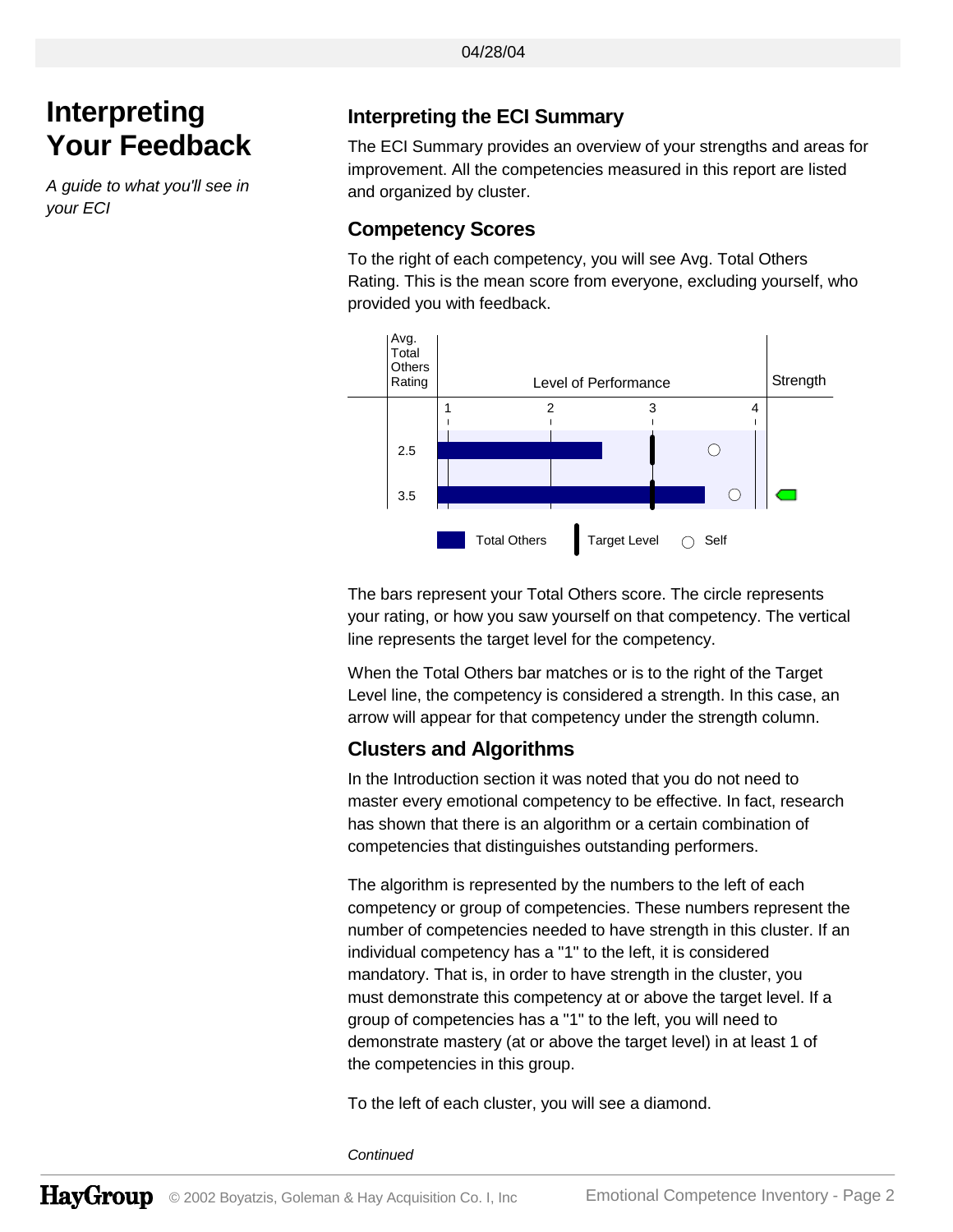# Interpreting Your Feedback

*A guide to what you'll see in your ECI*

## Interpreting the ECI Summary

The ECI Summary provides an overview of your strengths and areas for improvement. All the competencies measured in this report are listed and organized by cluster.

## Competency Scores

To the right of each competency, you will see Avg. Total Others Rating. This is the mean score from everyone, excluding yourself, who provided you with feedback.

| Avg. Total Others Rating | Level of Performance | Strength |
|---|---|---|
| 2.5 | | |
| 3.5 | | ◄ |

Legend: Total Others | Target Level | ○ Self

The bars represent your Total Others score. The circle represents your rating, or how you saw yourself on that competency. The vertical line represents the target level for the competency.

When the Total Others bar matches or is to the right of the Target Level line, the competency is considered a strength. In this case, an arrow will appear for that competency under the strength column.

## Clusters and Algorithms

In the Introduction section it was noted that you do not need to master every emotional competency to be effective. In fact, research has shown that there is an algorithm or a certain combination of competencies that distinguishes outstanding performers.

The algorithm is represented by the numbers to the left of each competency or group of competencies. These numbers represent the number of competencies needed to have strength in this cluster. If an individual competency has a "1" to the left, it is considered mandatory. That is, in order to have strength in the cluster, you must demonstrate this competency at or above the target level. If a group of competencies has a "1" to the left, you will need to demonstrate mastery (at or above the target level) in at least 1 of the competencies in this group.

To the left of each cluster, you will see a diamond.

*Continued*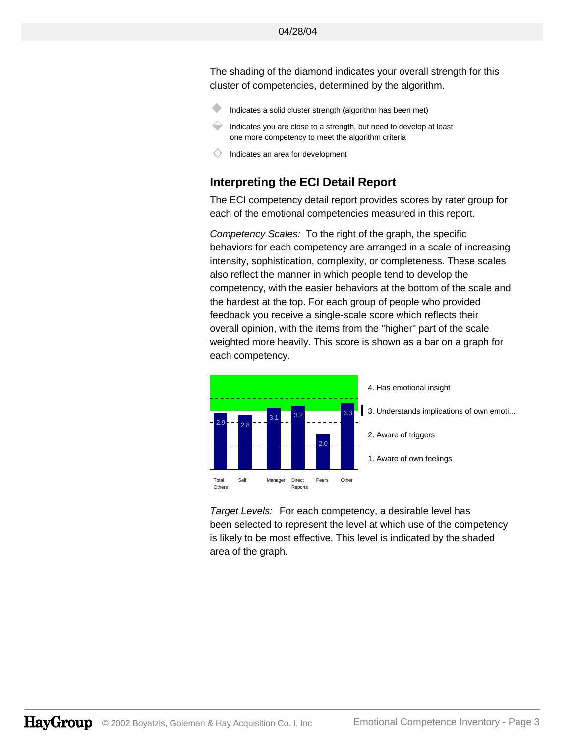The shading of the diamond indicates your overall strength for this cluster of competencies, determined by the algorithm.

- Indicates a solid cluster strength (algorithm has been met)
- Indicates you are close to a strength, but need to develop at least one more competency to meet the algorithm criteria
- Indicates an area for development

## Interpreting the ECI Detail Report

The ECI competency detail report provides scores by rater group for each of the emotional competencies measured in this report.

*Competency Scales:* To the right of the graph, the specific behaviors for each competency are arranged in a scale of increasing intensity, sophistication, complexity, or completeness. These scales also reflect the manner in which people tend to develop the competency, with the easier behaviors at the bottom of the scale and the hardest at the top. For each group of people who provided feedback you receive a single-scale score which reflects their overall opinion, with the items from the "higher" part of the scale weighted more heavily. This score is shown as a bar on a graph for each competency.

| Total Others | Self | Manager | Direct Reports | Peers | Other |
|---|---|---|---|---|---|
| 2.9 | 2.8 | 3.1 | 3.2 | 2.0 | 3.3 |

4. Has emotional insight
3. Understands implications of own emoti...
2. Aware of triggers
1. Aware of own feelings

*Target Levels:* For each competency, a desirable level has been selected to represent the level at which use of the competency is likely to be most effective. This level is indicated by the shaded area of the graph.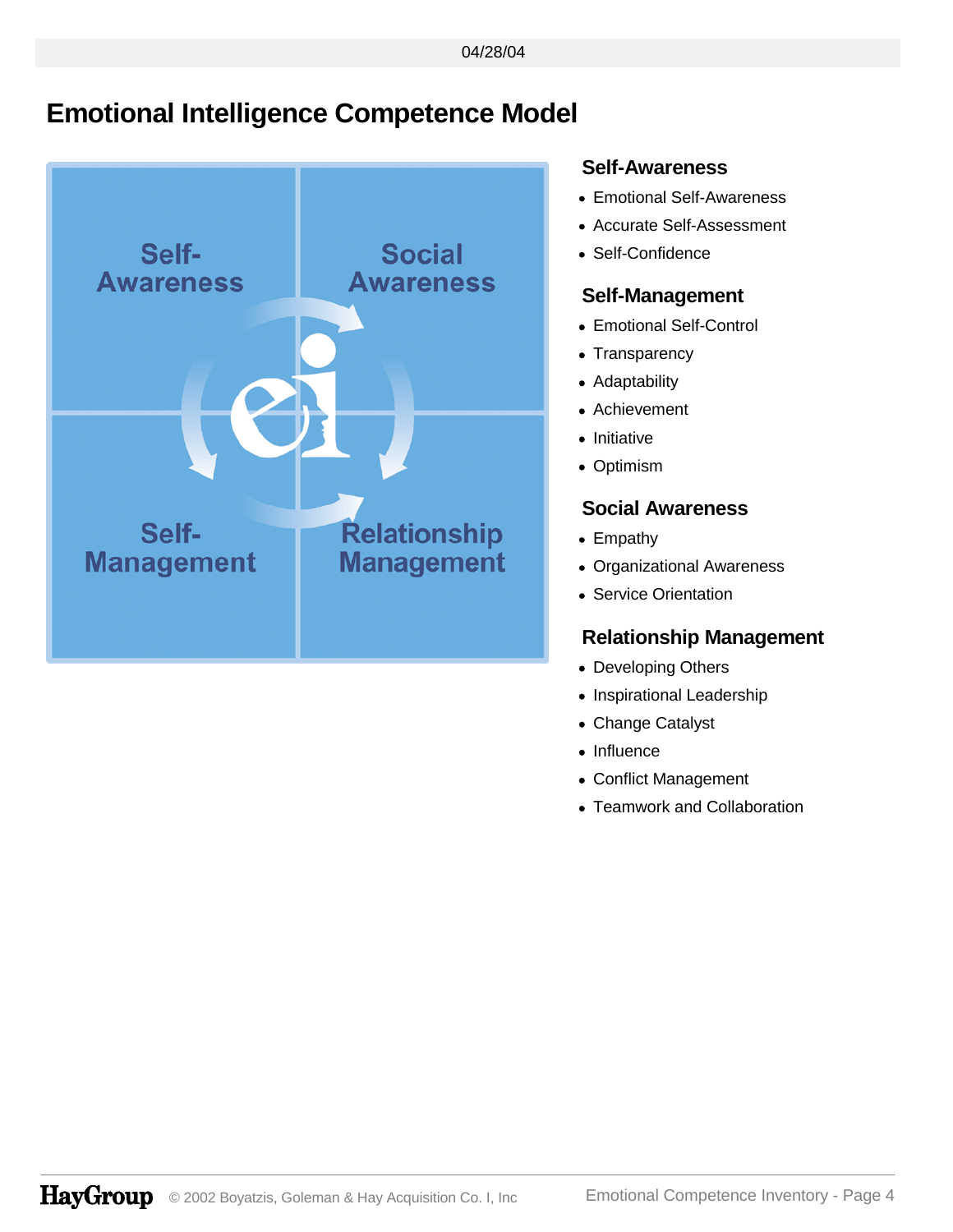# Emotional Intelligence Competence Model

### Self-Awareness

- Emotional Self-Awareness
- Accurate Self-Assessment
- Self-Confidence

### Self-Management

- Emotional Self-Control
- Transparency
- Adaptability
- Achievement
- Initiative
- Optimism

### Social Awareness

- Empathy
- Organizational Awareness
- Service Orientation

### Relationship Management

- Developing Others
- Inspirational Leadership
- Change Catalyst
- Influence
- Conflict Management
- Teamwork and Collaboration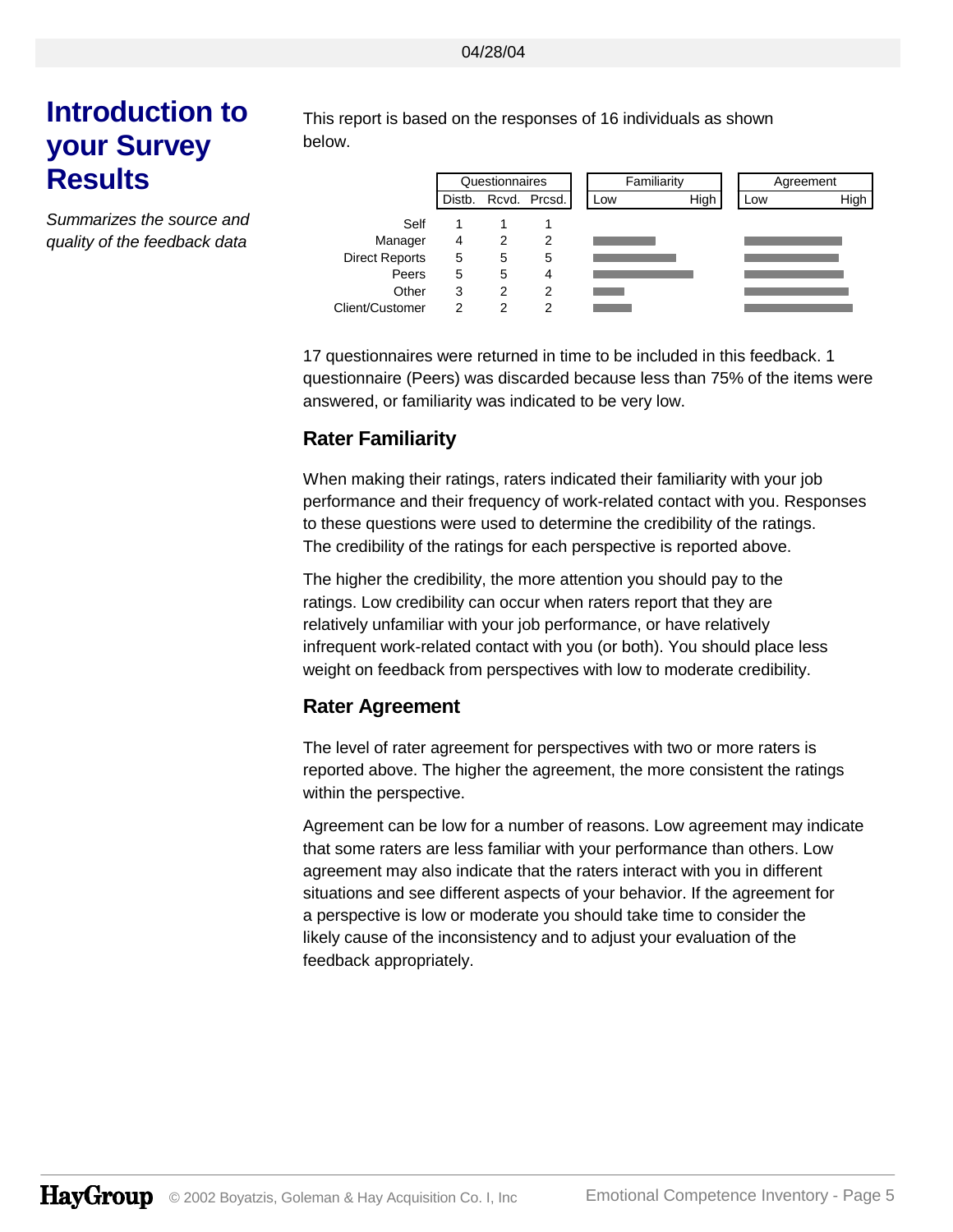# Introduction to your Survey Results

*Summarizes the source and quality of the feedback data*

This report is based on the responses of 16 individuals as shown below.

| | Questionnaires | | | Familiarity | Agreement |
|---|---|---|---|---|---|
| | Distb. | Rcvd. | Prcsd. | Low — High | Low — High |
| Self | 1 | 1 | 1 | | |
| Manager | 4 | 2 | 2 | | |
| Direct Reports | 5 | 5 | 5 | | |
| Peers | 5 | 5 | 4 | | |
| Other | 3 | 2 | 2 | | |
| Client/Customer | 2 | 2 | 2 | | |

17 questionnaires were returned in time to be included in this feedback. 1 questionnaire (Peers) was discarded because less than 75% of the items were answered, or familiarity was indicated to be very low.

## Rater Familiarity

When making their ratings, raters indicated their familiarity with your job performance and their frequency of work-related contact with you. Responses to these questions were used to determine the credibility of the ratings. The credibility of the ratings for each perspective is reported above.

The higher the credibility, the more attention you should pay to the ratings. Low credibility can occur when raters report that they are relatively unfamiliar with your job performance, or have relatively infrequent work-related contact with you (or both). You should place less weight on feedback from perspectives with low to moderate credibility.

## Rater Agreement

The level of rater agreement for perspectives with two or more raters is reported above. The higher the agreement, the more consistent the ratings within the perspective.

Agreement can be low for a number of reasons. Low agreement may indicate that some raters are less familiar with your performance than others. Low agreement may also indicate that the raters interact with you in different situations and see different aspects of your behavior. If the agreement for a perspective is low or moderate you should take time to consider the likely cause of the inconsistency and to adjust your evaluation of the feedback appropriately.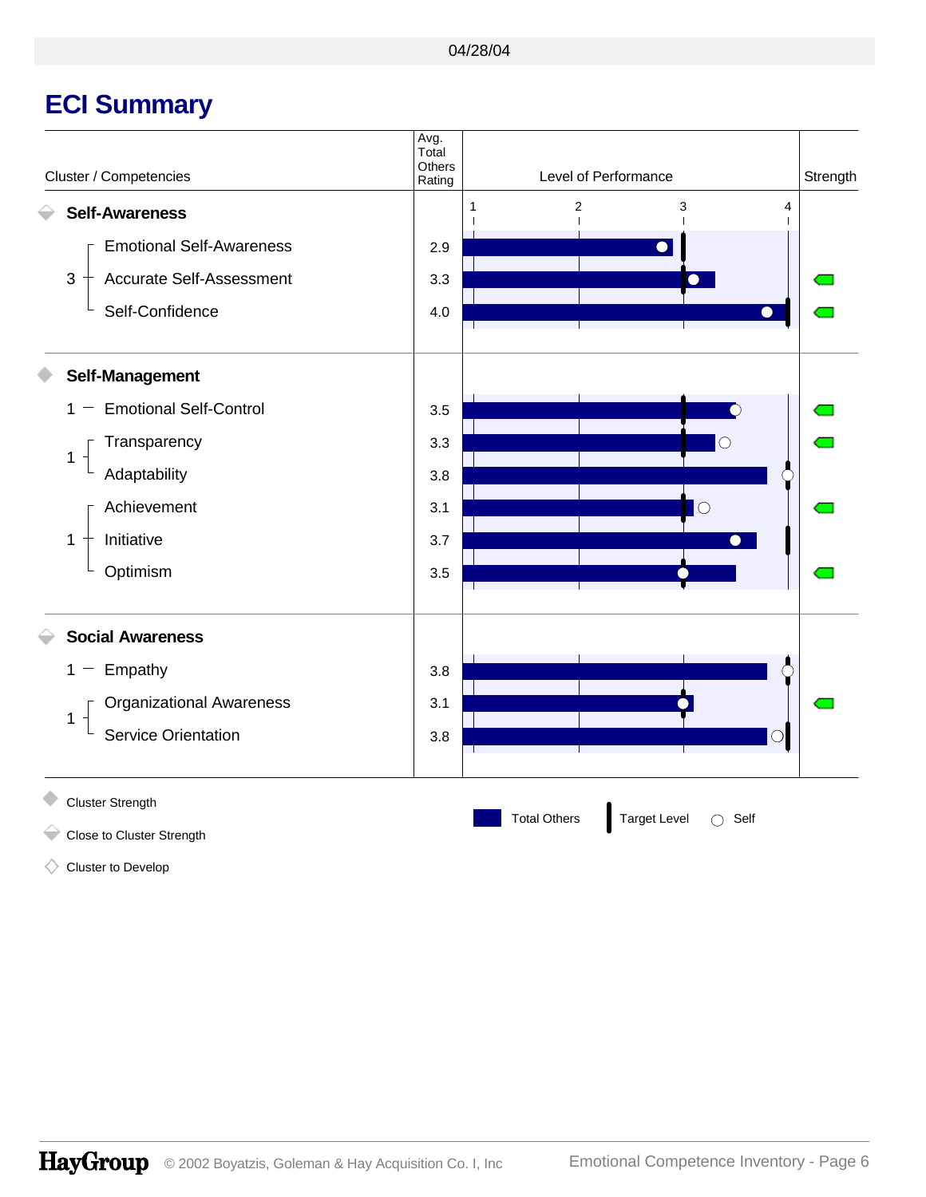04/28/04

# ECI Summary

| Cluster / Competencies | Avg. Total Others Rating | Level of Performance | Strength |
|---|---|---|---|
| **Self-Awareness** | | | |
| 3 — Emotional Self-Awareness | 2.9 | | |
| Accurate Self-Assessment | 3.3 | | ✓ |
| Self-Confidence | 4.0 | | ✓ |
| **Self-Management** | | | |
| 1 — Emotional Self-Control | 3.5 | | ✓ |
| 1 — Transparency | 3.3 | | ✓ |
| Adaptability | 3.8 | | |
| 1 — Achievement | 3.1 | | ✓ |
| Initiative | 3.7 | | |
| Optimism | 3.5 | | ✓ |
| **Social Awareness** | | | |
| 1 — Empathy | 3.8 | | |
| 1 — Organizational Awareness | 3.1 | | ✓ |
| Service Orientation | 3.8 | | |

Cluster Strength

Close to Cluster Strength

Cluster to Develop

Total Others | Target Level | Self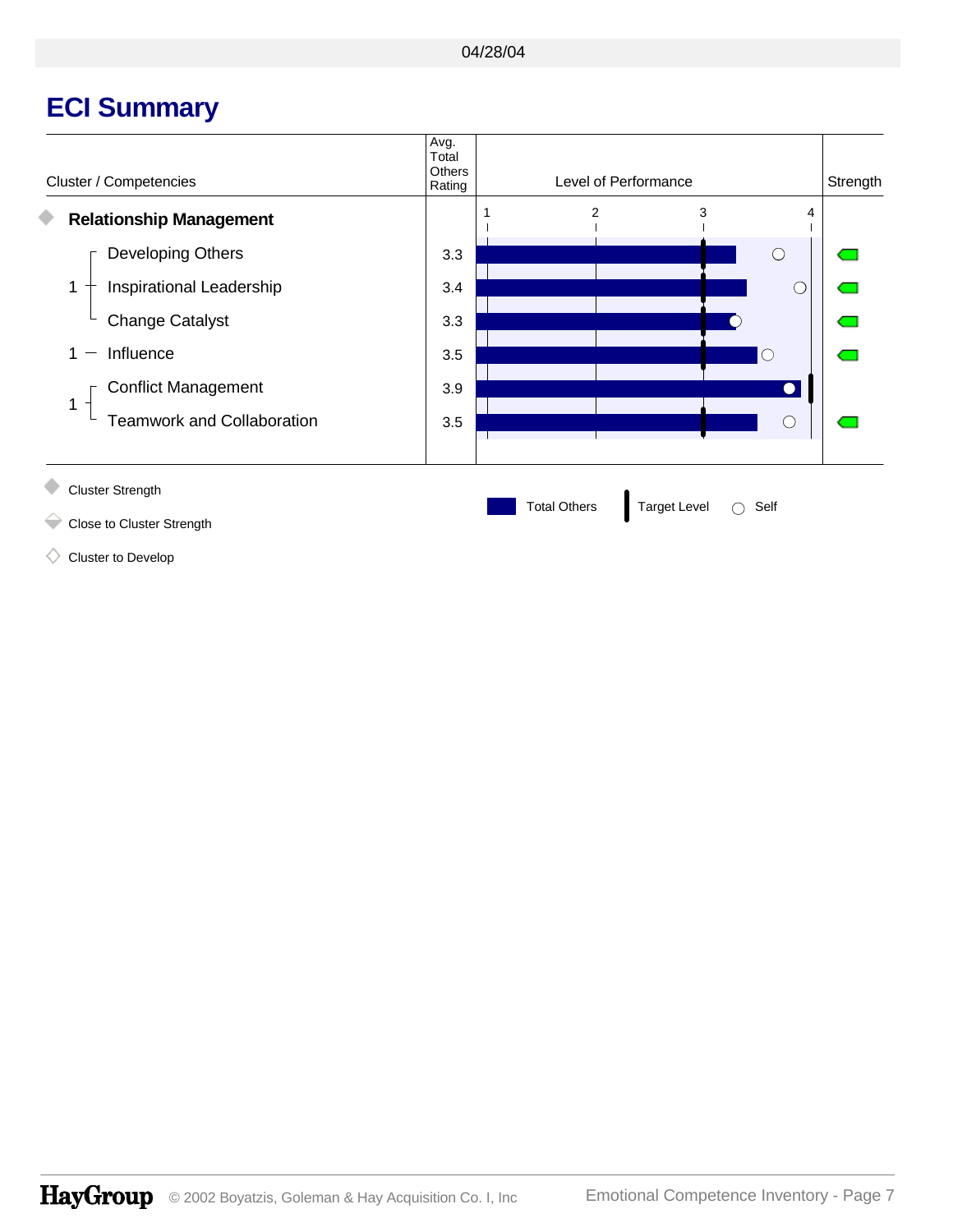# ECI Summary

| Cluster / Competencies | Avg. Total Others Rating | Level of Performance | Strength |
|---|---|---|---|
| **Relationship Management** | | | |
| Developing Others | 3.3 | | ✓ |
| Inspirational Leadership | 3.4 | | ✓ |
| Change Catalyst | 3.3 | | ✓ |
| Influence | 3.5 | | ✓ |
| Conflict Management | 3.9 | | |
| Teamwork and Collaboration | 3.5 | | ✓ |

Cluster Strength

Close to Cluster Strength

Cluster to Develop

Total Others | Target Level | Self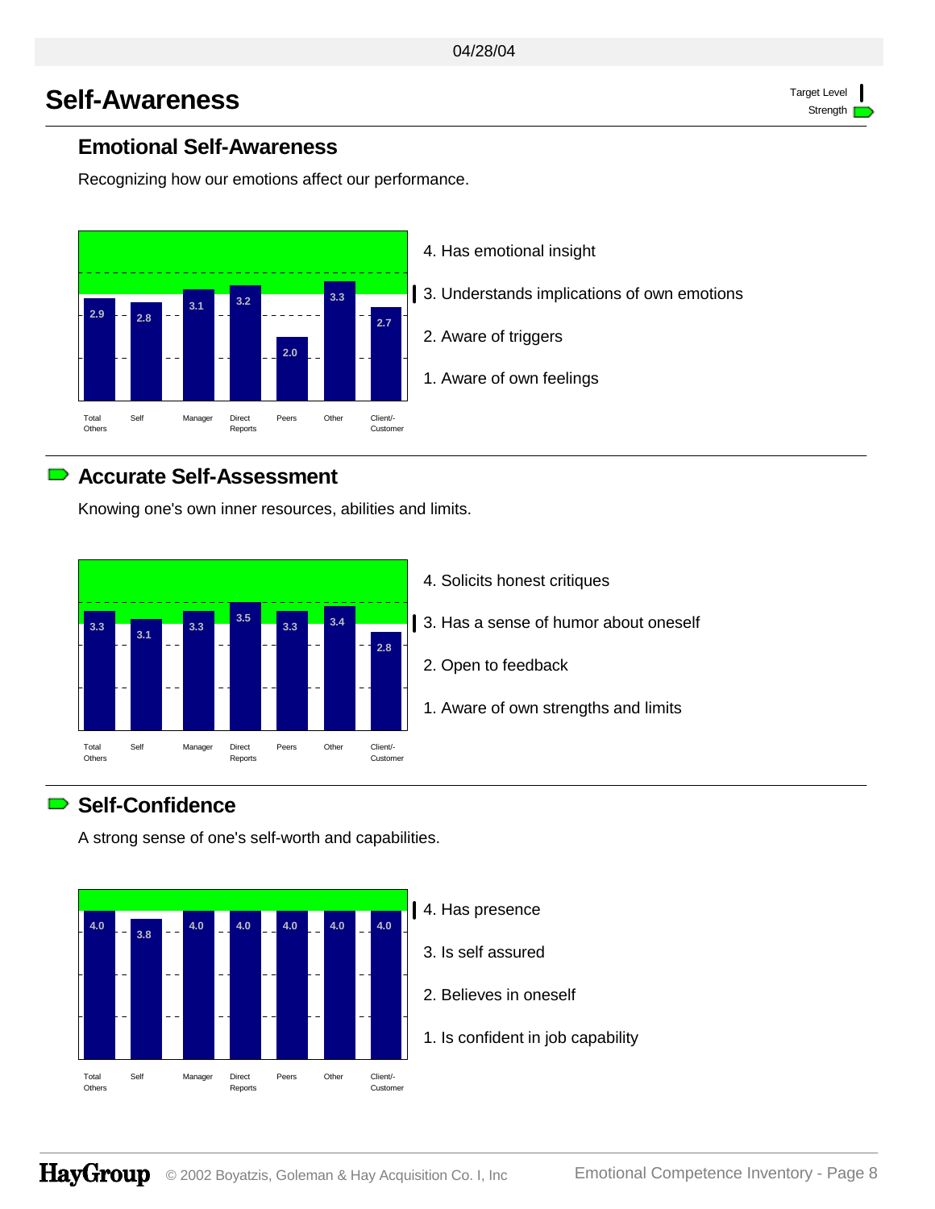# Self-Awareness

Target Level | Strength

## Emotional Self-Awareness

Recognizing how our emotions affect our performance.

| Total Others | Self | Manager | Direct Reports | Peers | Other | Client/-Customer |
|---|---|---|---|---|---|---|
| 2.9 | 2.8 | 3.1 | 3.2 | 2.0 | 3.3 | 2.7 |

4. Has emotional insight
3. Understands implications of own emotions
2. Aware of triggers
1. Aware of own feelings

## Accurate Self-Assessment

Knowing one's own inner resources, abilities and limits.

| Total Others | Self | Manager | Direct Reports | Peers | Other | Client/-Customer |
|---|---|---|---|---|---|---|
| 3.3 | 3.1 | 3.3 | 3.5 | 3.3 | 3.4 | 2.8 |

4. Solicits honest critiques
3. Has a sense of humor about oneself
2. Open to feedback
1. Aware of own strengths and limits

## Self-Confidence

A strong sense of one's self-worth and capabilities.

| Total Others | Self | Manager | Direct Reports | Peers | Other | Client/-Customer |
|---|---|---|---|---|---|---|
| 4.0 | 3.8 | 4.0 | 4.0 | 4.0 | 4.0 | 4.0 |

4. Has presence
3. Is self assured
2. Believes in oneself
1. Is confident in job capability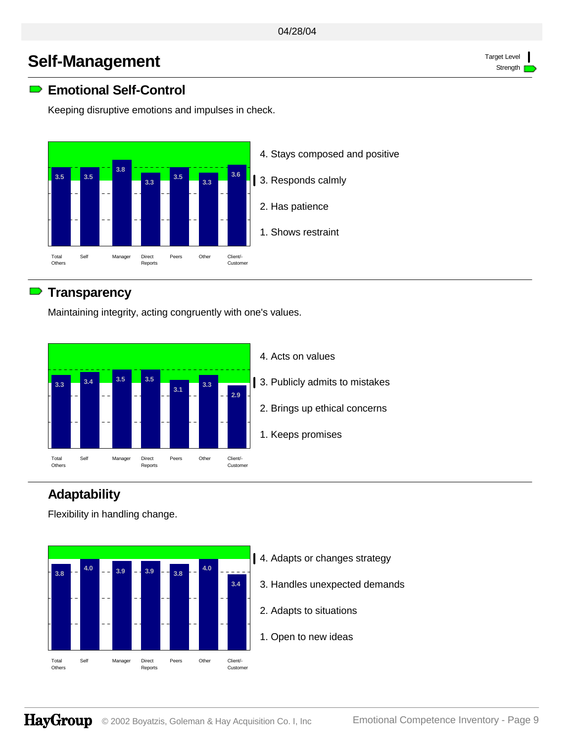# Self-Management

Target Level | Strength

## Emotional Self-Control

Keeping disruptive emotions and impulses in check.

| Total Others | Self | Manager | Direct Reports | Peers | Other | Client/-Customer |
|---|---|---|---|---|---|---|
| 3.5 | 3.5 | 3.8 | 3.3 | 3.5 | 3.3 | 3.6 |

4. Stays composed and positive
3. Responds calmly
2. Has patience
1. Shows restraint

## Transparency

Maintaining integrity, acting congruently with one's values.

| Total Others | Self | Manager | Direct Reports | Peers | Other | Client/-Customer |
|---|---|---|---|---|---|---|
| 3.3 | 3.4 | 3.5 | 3.5 | 3.1 | 3.3 | 2.9 |

4. Acts on values
3. Publicly admits to mistakes
2. Brings up ethical concerns
1. Keeps promises

## Adaptability

Flexibility in handling change.

| Total Others | Self | Manager | Direct Reports | Peers | Other | Client/-Customer |
|---|---|---|---|---|---|---|
| 3.8 | 4.0 | 3.9 | 3.9 | 3.8 | 4.0 | 3.4 |

4. Adapts or changes strategy
3. Handles unexpected demands
2. Adapts to situations
1. Open to new ideas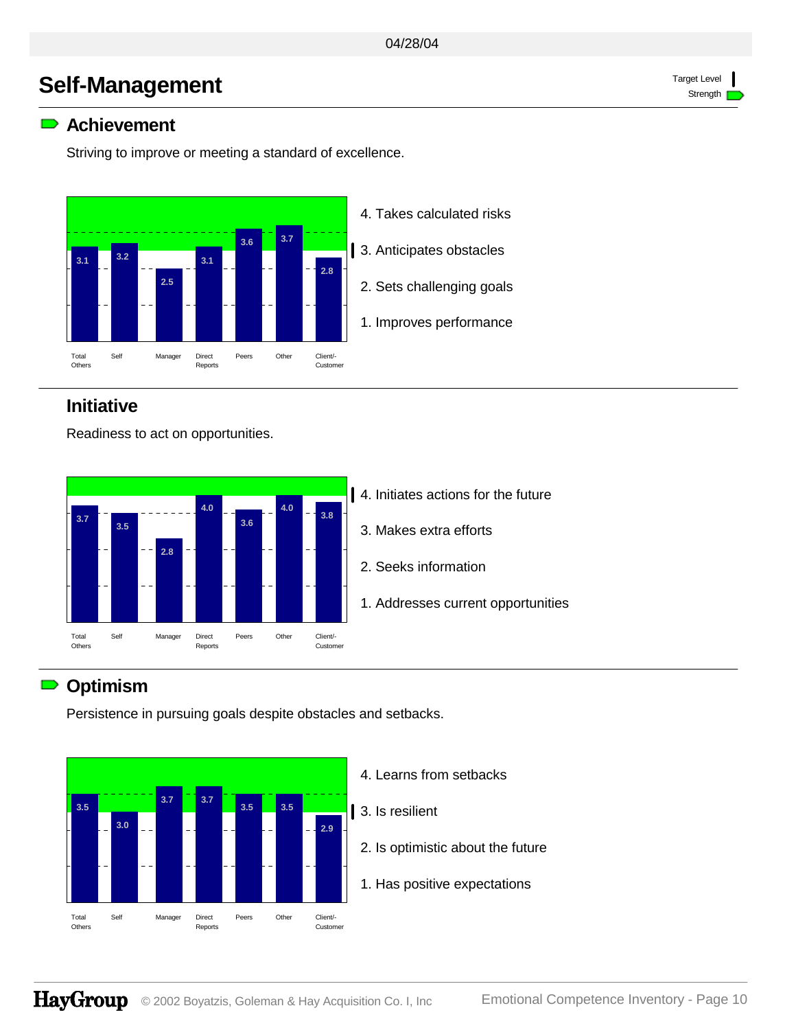# Self-Management

Target Level

Strength

## Achievement

Striving to improve or meeting a standard of excellence.

| Total Others | Self | Manager | Direct Reports | Peers | Other | Client/-Customer |
|---|---|---|---|---|---|---|
| 3.1 | 3.2 | 2.5 | 3.1 | 3.6 | 3.7 | 2.8 |

4. Takes calculated risks
3. Anticipates obstacles
2. Sets challenging goals
1. Improves performance

## Initiative

Readiness to act on opportunities.

| Total Others | Self | Manager | Direct Reports | Peers | Other | Client/-Customer |
|---|---|---|---|---|---|---|
| 3.7 | 3.5 | 2.8 | 4.0 | 3.6 | 4.0 | 3.8 |

4. Initiates actions for the future
3. Makes extra efforts
2. Seeks information
1. Addresses current opportunities

## Optimism

Persistence in pursuing goals despite obstacles and setbacks.

| Total Others | Self | Manager | Direct Reports | Peers | Other | Client/-Customer |
|---|---|---|---|---|---|---|
| 3.5 | 3.0 | 3.7 | 3.7 | 3.5 | 3.5 | 2.9 |

4. Learns from setbacks
3. Is resilient
2. Is optimistic about the future
1. Has positive expectations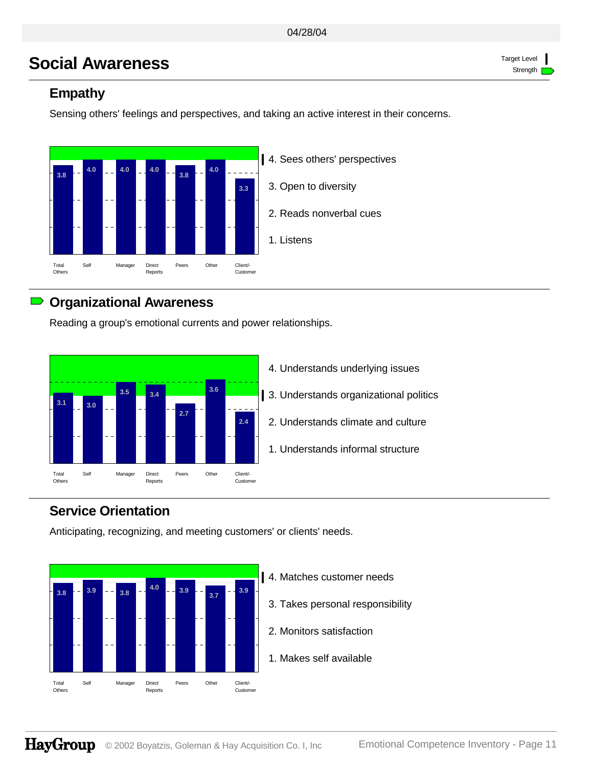# Social Awareness

Target Level | Strength

## Empathy

Sensing others' feelings and perspectives, and taking an active interest in their concerns.

| Total Others | Self | Manager | Direct Reports | Peers | Other | Client/-Customer |
|---|---|---|---|---|---|---|
| 3.8 | 4.0 | 4.0 | 4.0 | 3.8 | 4.0 | 3.3 |

4. Sees others' perspectives
3. Open to diversity
2. Reads nonverbal cues
1. Listens

## Organizational Awareness

Reading a group's emotional currents and power relationships.

| Total Others | Self | Manager | Direct Reports | Peers | Other | Client/-Customer |
|---|---|---|---|---|---|---|
| 3.1 | 3.0 | 3.5 | 3.4 | 2.7 | 3.6 | 2.4 |

4. Understands underlying issues
3. Understands organizational politics
2. Understands climate and culture
1. Understands informal structure

## Service Orientation

Anticipating, recognizing, and meeting customers' or clients' needs.

| Total Others | Self | Manager | Direct Reports | Peers | Other | Client/-Customer |
|---|---|---|---|---|---|---|
| 3.8 | 3.9 | 3.8 | 4.0 | 3.9 | 3.7 | 3.9 |

4. Matches customer needs
3. Takes personal responsibility
2. Monitors satisfaction
1. Makes self available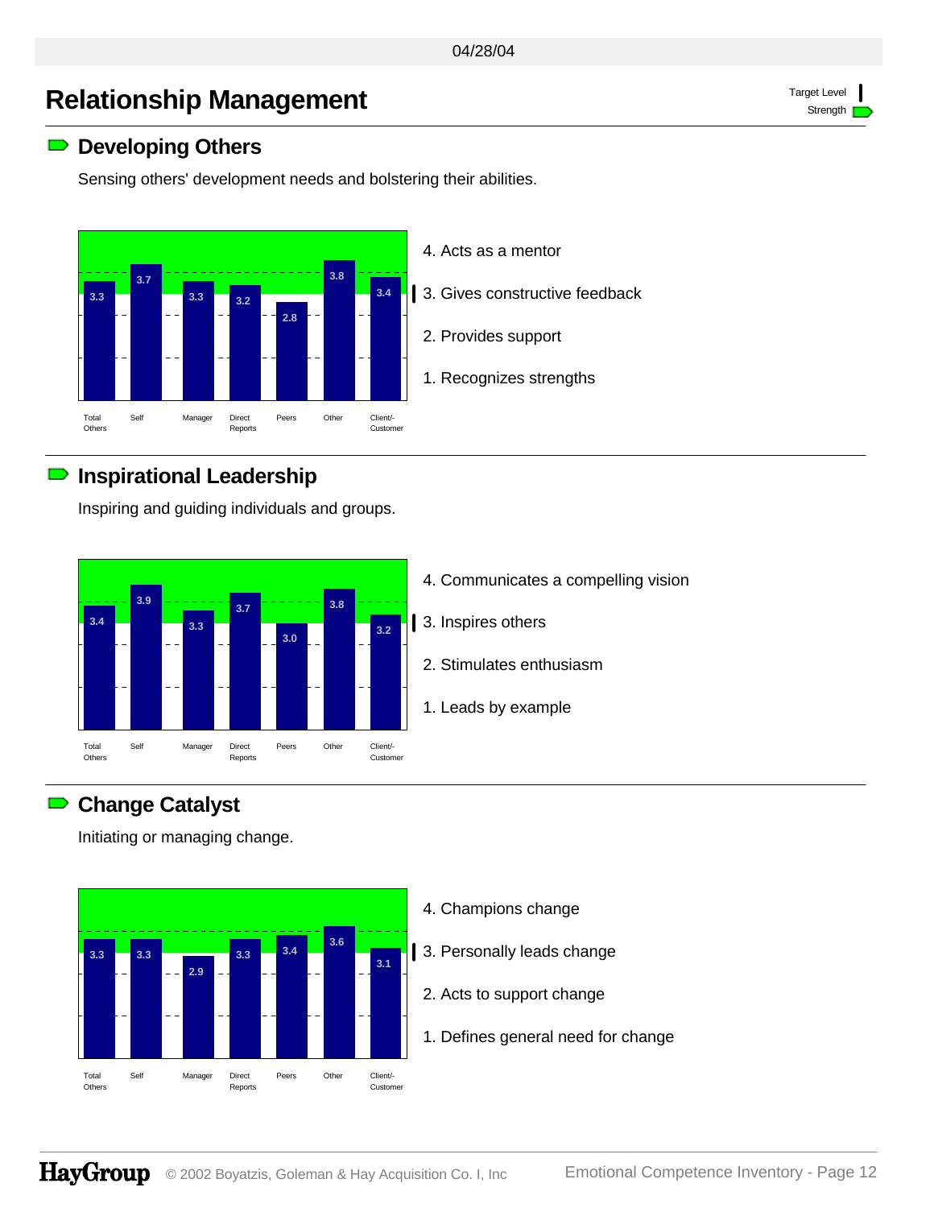# Relationship Management

Target Level

Strength

## Developing Others

Sensing others' development needs and bolstering their abilities.

| Total Others | Self | Manager | Direct Reports | Peers | Other | Client/-Customer |
|---|---|---|---|---|---|---|
| 3.3 | 3.7 | 3.3 | 3.2 | 2.8 | 3.8 | 3.4 |

4. Acts as a mentor
3. Gives constructive feedback
2. Provides support
1. Recognizes strengths

## Inspirational Leadership

Inspiring and guiding individuals and groups.

| Total Others | Self | Manager | Direct Reports | Peers | Other | Client/-Customer |
|---|---|---|---|---|---|---|
| 3.4 | 3.9 | 3.3 | 3.7 | 3.0 | 3.8 | 3.2 |

4. Communicates a compelling vision
3. Inspires others
2. Stimulates enthusiasm
1. Leads by example

## Change Catalyst

Initiating or managing change.

| Total Others | Self | Manager | Direct Reports | Peers | Other | Client/-Customer |
|---|---|---|---|---|---|---|
| 3.3 | 3.3 | 2.9 | 3.3 | 3.4 | 3.6 | 3.1 |

4. Champions change
3. Personally leads change
2. Acts to support change
1. Defines general need for change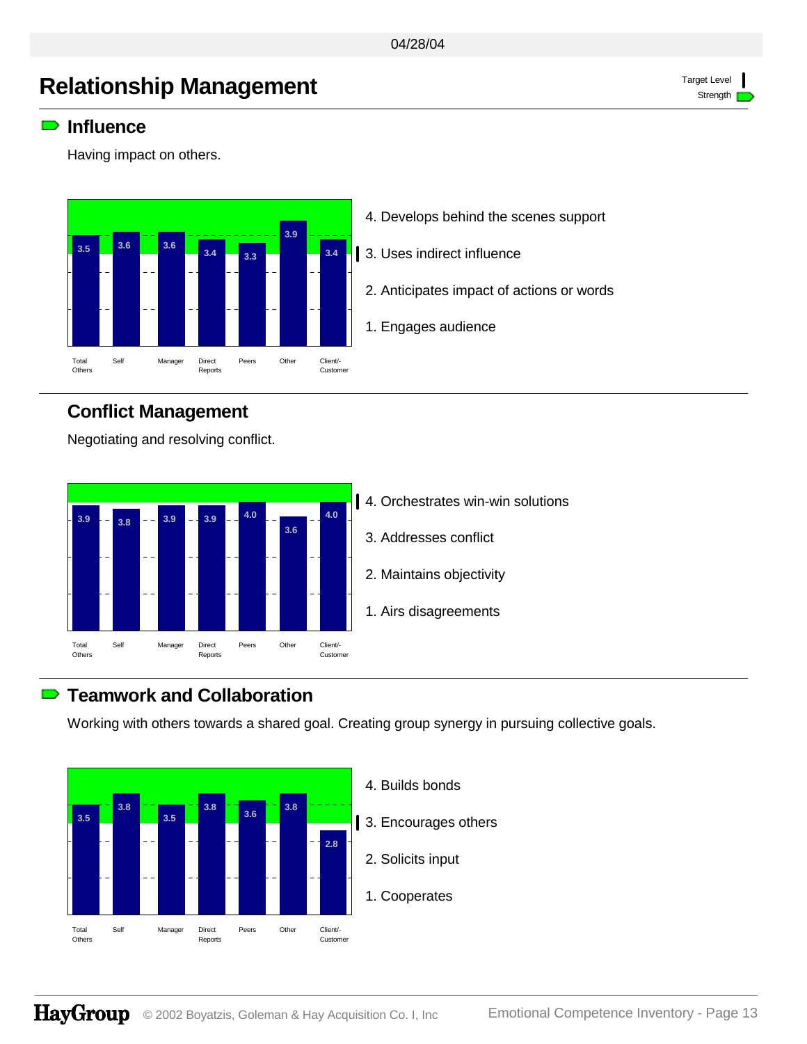# Relationship Management

Target Level | Strength

## Influence

Having impact on others.

| Total Others | Self | Manager | Direct Reports | Peers | Other | Client/-Customer |
|---|---|---|---|---|---|---|
| 3.5 | 3.6 | 3.6 | 3.4 | 3.3 | 3.9 | 3.4 |

4. Develops behind the scenes support
3. Uses indirect influence
2. Anticipates impact of actions or words
1. Engages audience

## Conflict Management

Negotiating and resolving conflict.

| Total Others | Self | Manager | Direct Reports | Peers | Other | Client/-Customer |
|---|---|---|---|---|---|---|
| 3.9 | 3.8 | 3.9 | 3.9 | 4.0 | 3.6 | 4.0 |

4. Orchestrates win-win solutions
3. Addresses conflict
2. Maintains objectivity
1. Airs disagreements

## Teamwork and Collaboration

Working with others towards a shared goal. Creating group synergy in pursuing collective goals.

| Total Others | Self | Manager | Direct Reports | Peers | Other | Client/-Customer |
|---|---|---|---|---|---|---|
| 3.5 | 3.8 | 3.5 | 3.8 | 3.6 | 3.8 | 2.8 |

4. Builds bonds
3. Encourages others
2. Solicits input
1. Cooperates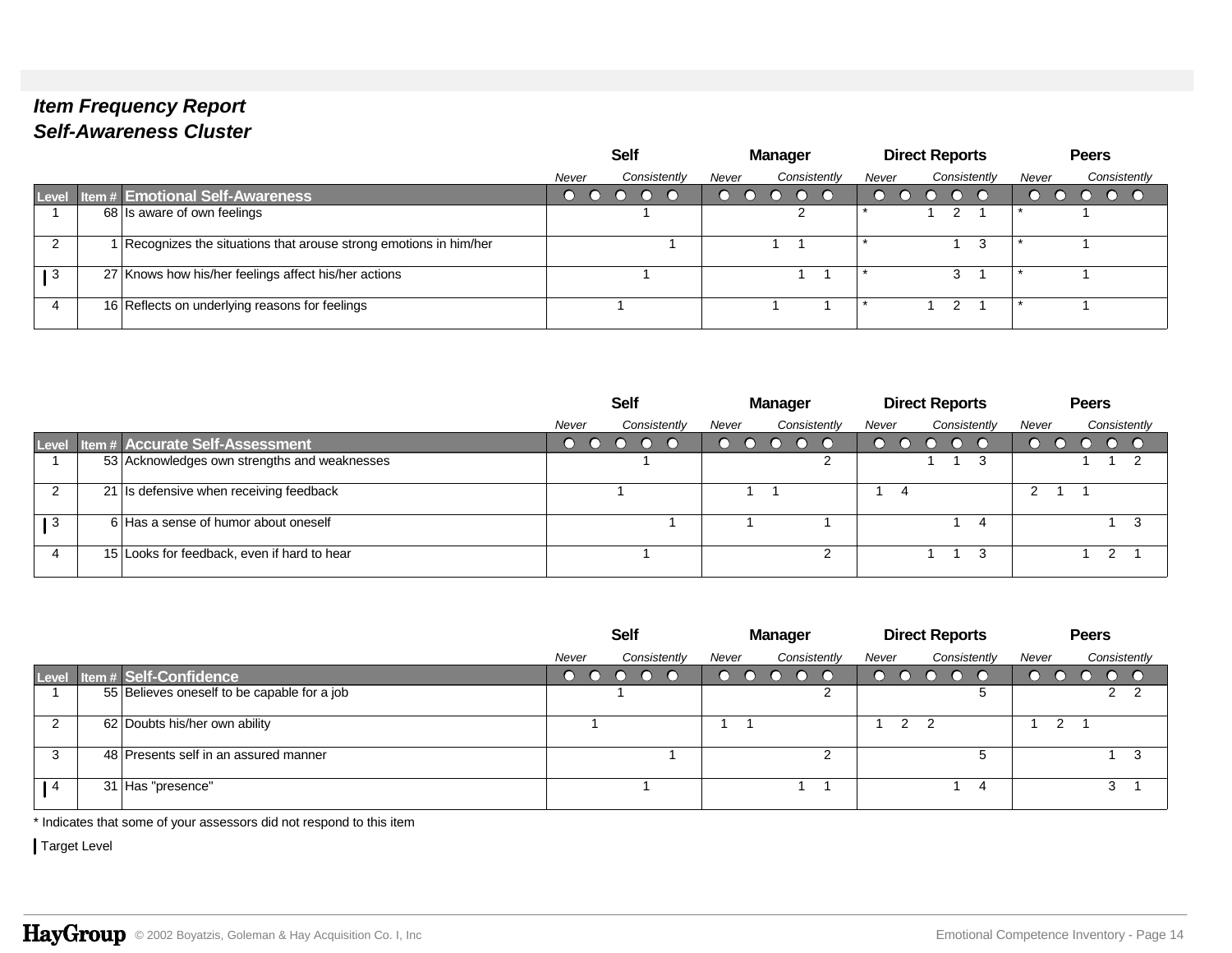## *Item Frequency Report*
## *Self-Awareness Cluster*

| Level | Item # | Emotional Self-Awareness | Self | | | | | Manager | | | | | Direct Reports | | | | | Peers | | | | |
|---|---|---|---|---|---|---|---|---|---|---|---|---|---|---|---|---|---|---|---|---|---|---|
| | | | *Never* | | | | *Consistently* | *Never* | | | | *Consistently* | *Never* | | | | *Consistently* | *Never* | | | | *Consistently* |
| 1 | 68 | Is aware of own feelings | | | | 1 | | | | | 2 | | * | | 1 | 2 | 1 | * | | 1 | | |
| 2 | 1 | Recognizes the situations that arouse strong emotions in him/her | | | | | 1 | | | 1 | 1 | | * | | | 1 | 3 | * | | 1 | | |
| ▌3 | 27 | Knows how his/her feelings affect his/her actions | | | | 1 | | | | | 1 | 1 | * | | | 3 | 1 | * | | 1 | | |
| 4 | 16 | Reflects on underlying reasons for feelings | | | 1 | | | | | 1 | | 1 | * | | 1 | 2 | 1 | * | | 1 | | |

| Level | Item # | Accurate Self-Assessment | Self | | | | | Manager | | | | | Direct Reports | | | | | Peers | | | | |
|---|---|---|---|---|---|---|---|---|---|---|---|---|---|---|---|---|---|---|---|---|---|---|
| | | | *Never* | | | | *Consistently* | *Never* | | | | *Consistently* | *Never* | | | | *Consistently* | *Never* | | | | *Consistently* |
| 1 | 53 | Acknowledges own strengths and weaknesses | | | | 1 | | | | | | 2 | | | 1 | 1 | 3 | | | 1 | 1 | 2 |
| 2 | 21 | Is defensive when receiving feedback | | | 1 | | | | 1 | 1 | | | 1 | 4 | | | | 2 | 1 | 1 | | |
| ▌3 | 6 | Has a sense of humor about oneself | | | | | 1 | | 1 | | | 1 | | | | 1 | 4 | | | | 1 | 3 |
| 4 | 15 | Looks for feedback, even if hard to hear | | | | 1 | | | | | | 2 | | | 1 | 1 | 3 | | | 1 | 2 | 1 |

| Level | Item # | Self-Confidence | Self | | | | | Manager | | | | | Direct Reports | | | | | Peers | | | | |
|---|---|---|---|---|---|---|---|---|---|---|---|---|---|---|---|---|---|---|---|---|---|---|
| | | | *Never* | | | | *Consistently* | *Never* | | | | *Consistently* | *Never* | | | | *Consistently* | *Never* | | | | *Consistently* |
| 1 | 55 | Believes oneself to be capable for a job | | | 1 | | | | | | | 2 | | | | | 5 | | | | 2 | 2 |
| 2 | 62 | Doubts his/her own ability | | 1 | | | | 1 | 1 | | | | 1 | 2 | 2 | | | 1 | 2 | 1 | | |
| 3 | 48 | Presents self in an assured manner | | | | | 1 | | | | | 2 | | | | | 5 | | | | 1 | 3 |
| ▌4 | 31 | Has "presence" | | | | 1 | | | | | 1 | 1 | | | | 1 | 4 | | | | 3 | 1 |

* Indicates that some of your assessors did not respond to this item

▌ Target Level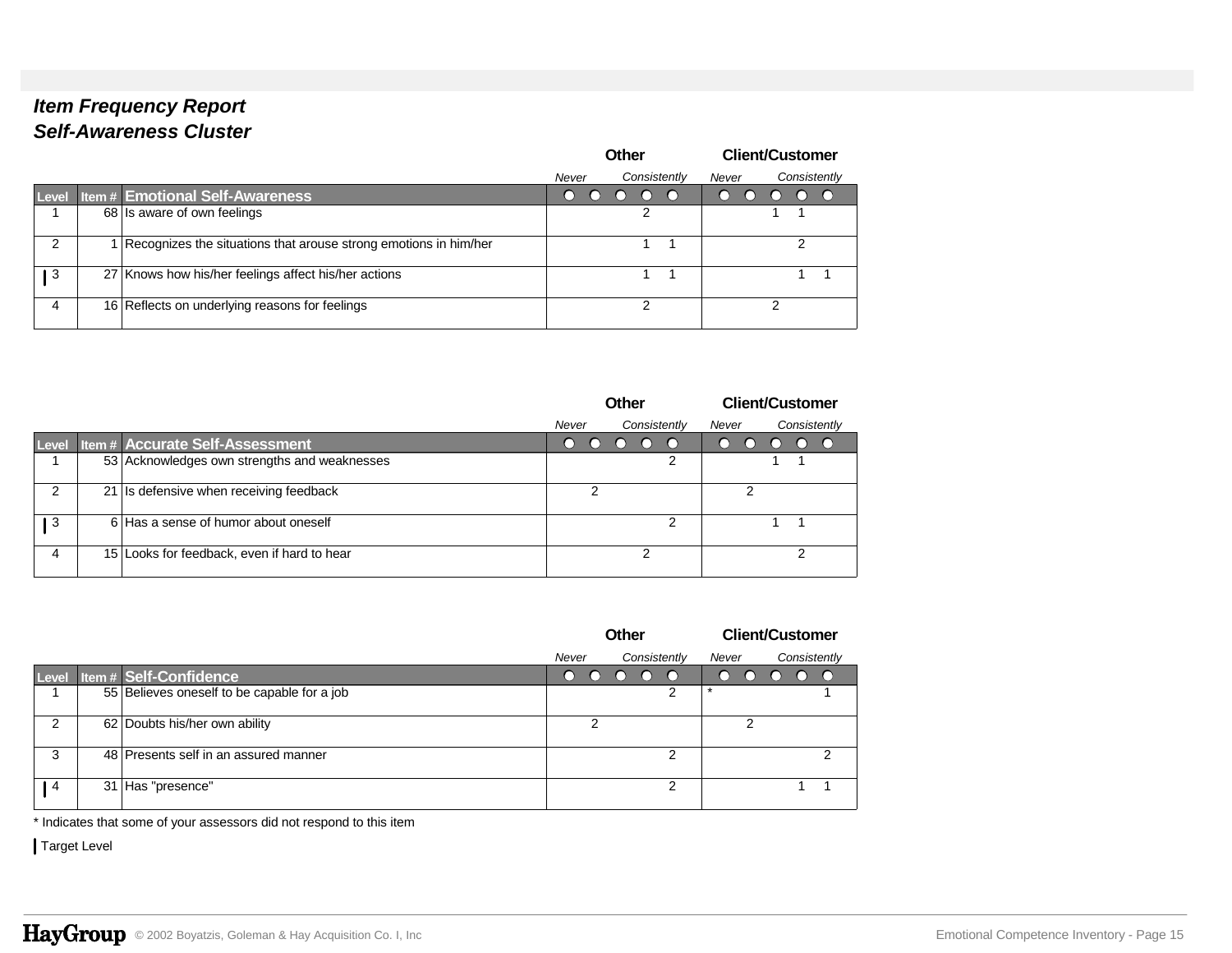## *Item Frequency Report*
## *Self-Awareness Cluster*

| Level | Item # | Emotional Self-Awareness | Other | | | | | Client/Customer | | | | |
|---|---|---|---|---|---|---|---|---|---|---|---|---|
| | | | *Never* | | | | *Consistently* | *Never* | | | | *Consistently* |
| 1 | 68 | Is aware of own feelings | | | | 2 | | | | 1 | 1 | |
| 2 | 1 | Recognizes the situations that arouse strong emotions in him/her | | | | 1 | 1 | | | | 2 | |
| ▌3 | 27 | Knows how his/her feelings affect his/her actions | | | | 1 | 1 | | | | 1 | 1 |
| 4 | 16 | Reflects on underlying reasons for feelings | | | | 2 | | | | 2 | | |

| Level | Item # | Accurate Self-Assessment | Other | | | | | Client/Customer | | | | |
|---|---|---|---|---|---|---|---|---|---|---|---|---|
| | | | *Never* | | | | *Consistently* | *Never* | | | | *Consistently* |
| 1 | 53 | Acknowledges own strengths and weaknesses | | | | | 2 | | | 1 | 1 | |
| 2 | 21 | Is defensive when receiving feedback | | 2 | | | | | 2 | | | |
| ▌3 | 6 | Has a sense of humor about oneself | | | | | 2 | | | 1 | 1 | |
| 4 | 15 | Looks for feedback, even if hard to hear | | | | 2 | | | | | 2 | |

| Level | Item # | Self-Confidence | Other | | | | | Client/Customer | | | | |
|---|---|---|---|---|---|---|---|---|---|---|---|---|
| | | | *Never* | | | | *Consistently* | *Never* | | | | *Consistently* |
| 1 | 55 | Believes oneself to be capable for a job | | | | | 2 | * | | | | 1 |
| 2 | 62 | Doubts his/her own ability | | 2 | | | | | 2 | | | |
| 3 | 48 | Presents self in an assured manner | | | | | 2 | | | | | 2 |
| ▌4 | 31 | Has "presence" | | | | | 2 | | | | 1 | 1 |

* Indicates that some of your assessors did not respond to this item

▌ Target Level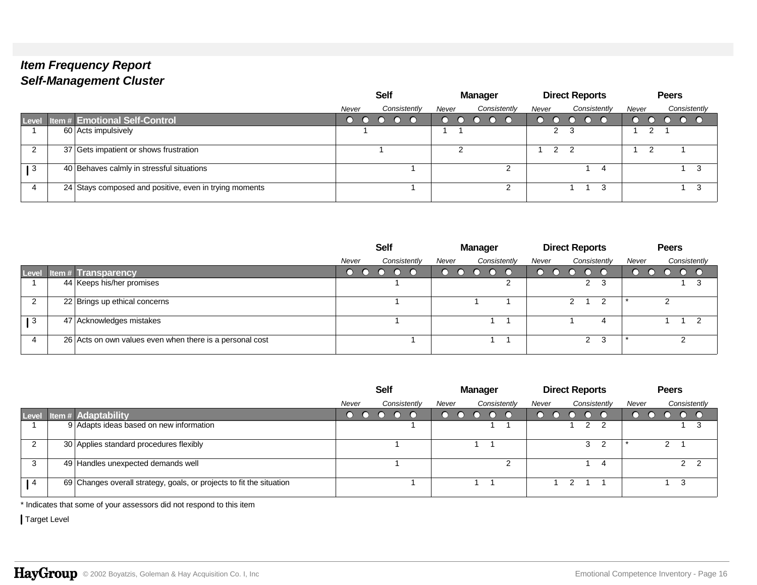## *Item Frequency Report*
## *Self-Management Cluster*

### Emotional Self-Control

| Level | Item # | Emotional Self-Control | Self: Never | Self | Self | Self | Self: Consistently | Manager: Never | Manager | Manager | Manager | Manager: Consistently | Direct Reports: Never | Direct Reports | Direct Reports | Direct Reports | Direct Reports: Consistently | Peers: Never | Peers | Peers | Peers | Peers: Consistently |
|---|---|---|---|---|---|---|---|---|---|---|---|---|---|---|---|---|---|---|---|---|---|---|
| 1 | 60 | Acts impulsively | | 1 | | | | 1 | 1 | | | | | 2 | 3 | | | 1 | 2 | 1 | | |
| 2 | 37 | Gets impatient or shows frustration | | | 1 | | | | 2 | | | | 1 | 2 | 2 | | | 1 | 2 | | 1 | |
| ┃ 3 | 40 | Behaves calmly in stressful situations | | | | | 1 | | | | | 2 | | | | 1 | 4 | | | | 1 | 3 |
| 4 | 24 | Stays composed and positive, even in trying moments | | | | | 1 | | | | | 2 | | | 1 | 1 | 3 | | | | 1 | 3 |

### Transparency

| Level | Item # | Transparency | Self: Never | Self | Self | Self | Self: Consistently | Manager: Never | Manager | Manager | Manager | Manager: Consistently | Direct Reports: Never | Direct Reports | Direct Reports | Direct Reports | Direct Reports: Consistently | Peers: Never | Peers | Peers | Peers | Peers: Consistently |
|---|---|---|---|---|---|---|---|---|---|---|---|---|---|---|---|---|---|---|---|---|---|---|
| 1 | 44 | Keeps his/her promises | | | | 1 | | | | | | 2 | | | | 2 | 3 | | | | 1 | 3 |
| 2 | 22 | Brings up ethical concerns | | | | 1 | | | | 1 | | 1 | | | 2 | 1 | 2 | * | | 2 | | |
| ┃ 3 | 47 | Acknowledges mistakes | | | | 1 | | | | | 1 | 1 | | | 1 | | 4 | | | 1 | 1 | 2 |
| 4 | 26 | Acts on own values even when there is a personal cost | | | | | 1 | | | | 1 | 1 | | | | 2 | 3 | * | | | 2 | |

### Adaptability

| Level | Item # | Adaptability | Self: Never | Self | Self | Self | Self: Consistently | Manager: Never | Manager | Manager | Manager | Manager: Consistently | Direct Reports: Never | Direct Reports | Direct Reports | Direct Reports | Direct Reports: Consistently | Peers: Never | Peers | Peers | Peers | Peers: Consistently |
|---|---|---|---|---|---|---|---|---|---|---|---|---|---|---|---|---|---|---|---|---|---|---|
| 1 | 9 | Adapts ideas based on new information | | | | | 1 | | | | 1 | 1 | | | 1 | 2 | 2 | | | | 1 | 3 |
| 2 | 30 | Applies standard procedures flexibly | | | | 1 | | | | 1 | 1 | | | | | 3 | 2 | * | | 2 | 1 | |
| 3 | 49 | Handles unexpected demands well | | | | 1 | | | | | | 2 | | | | 1 | 4 | | | | 2 | 2 |
| ┃ 4 | 69 | Changes overall strategy, goals, or projects to fit the situation | | | | | 1 | | | 1 | 1 | | | 1 | 2 | 1 | 1 | | | 1 | 3 | |

\* Indicates that some of your assessors did not respond to this item

┃ Target Level

HayGroup © 2002 Boyatzis, Goleman & Hay Acquisition Co. I, Inc — Emotional Competence Inventory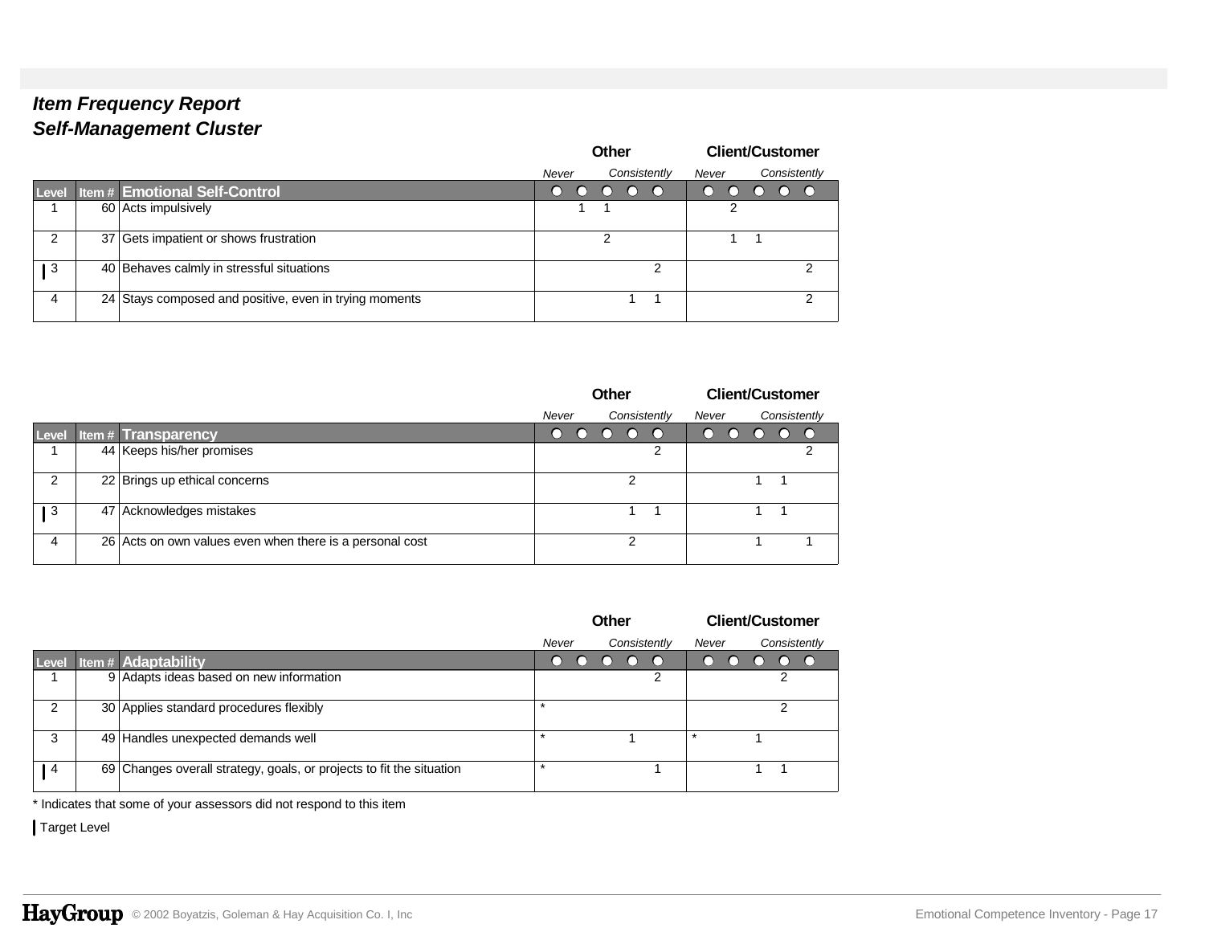## *Item Frequency Report*
## *Self-Management Cluster*

| Level | Item # | Emotional Self-Control | Other: Never | | | | Other: Consistently | Client/Customer: Never | | | | Client/Customer: Consistently |
|---|---|---|---|---|---|---|---|---|---|---|---|---|
| 1 | 60 | Acts impulsively | | 1 | 1 | | | | 2 | | | |
| 2 | 37 | Gets impatient or shows frustration | | | 2 | | | | 1 | 1 | | |
| ▍3 | 40 | Behaves calmly in stressful situations | | | | | 2 | | | | | 2 |
| 4 | 24 | Stays composed and positive, even in trying moments | | | | 1 | 1 | | | | | 2 |

| Level | Item # | Transparency | Other: Never | | | | Other: Consistently | Client/Customer: Never | | | | Client/Customer: Consistently |
|---|---|---|---|---|---|---|---|---|---|---|---|---|
| 1 | 44 | Keeps his/her promises | | | | | 2 | | | | | 2 |
| 2 | 22 | Brings up ethical concerns | | | | 2 | | | | 1 | 1 | |
| ▍3 | 47 | Acknowledges mistakes | | | | 1 | 1 | | | 1 | 1 | |
| 4 | 26 | Acts on own values even when there is a personal cost | | | | 2 | | | | 1 | | 1 |

| Level | Item # | Adaptability | Other: Never | | | | Other: Consistently | Client/Customer: Never | | | | Client/Customer: Consistently |
|---|---|---|---|---|---|---|---|---|---|---|---|---|
| 1 | 9 | Adapts ideas based on new information | | | | | 2 | | | | 2 | |
| 2 | 30 | Applies standard procedures flexibly | * | | | | | | | | 2 | |
| 3 | 49 | Handles unexpected demands well | * | | | 1 | | * | | 1 | | |
| ▍4 | 69 | Changes overall strategy, goals, or projects to fit the situation | * | | | | 1 | | | 1 | 1 | |

\* Indicates that some of your assessors did not respond to this item

▍ Target Level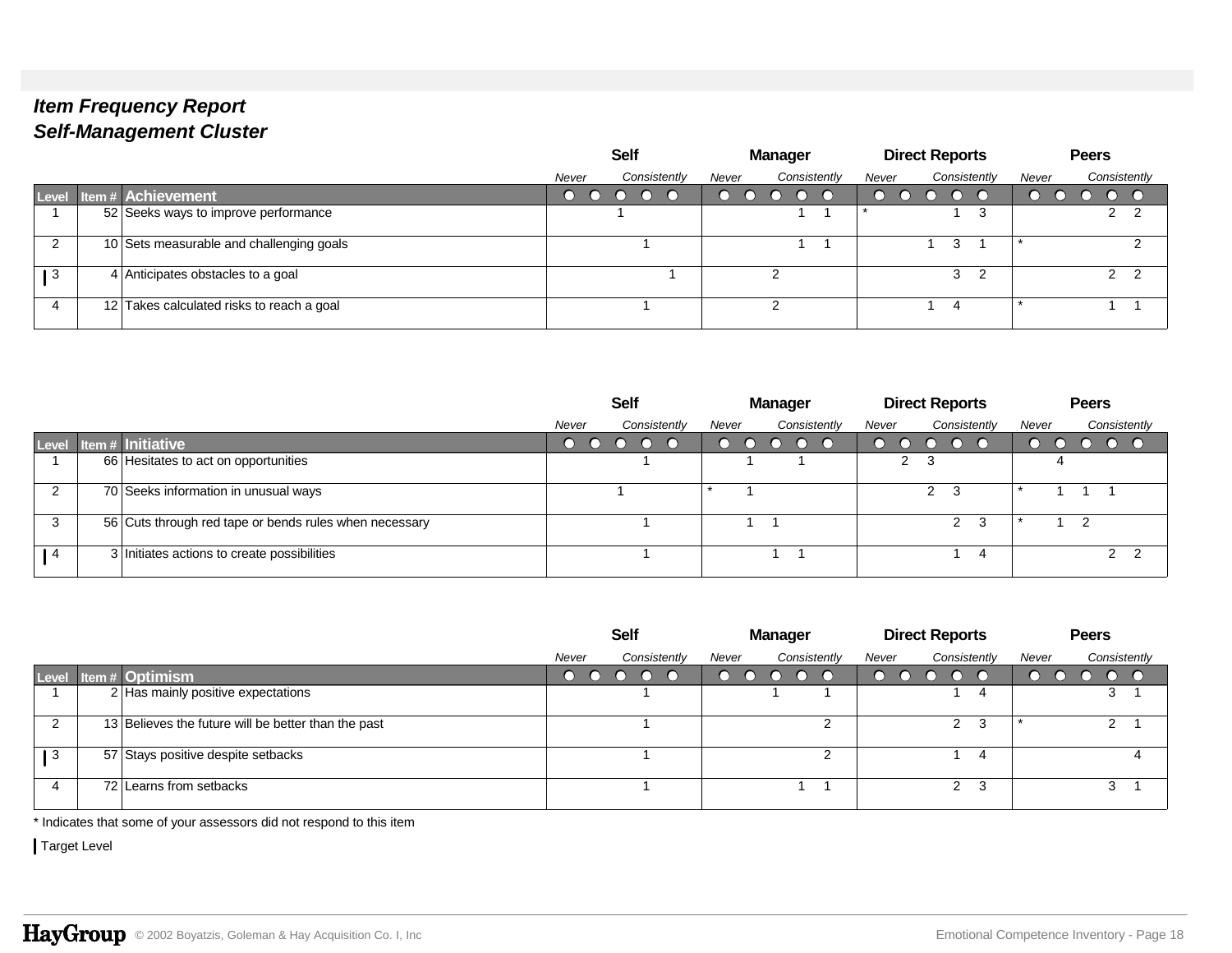## *Item Frequency Report*
## *Self-Management Cluster*

| Level | Item # | Achievement | Self | | | | | Manager | | | | | Direct Reports | | | | | Peers | | | | |
|---|---|---|---|---|---|---|---|---|---|---|---|---|---|---|---|---|---|---|---|---|---|---|
| | | | *Never* | | | | *Consistently* | *Never* | | | | *Consistently* | *Never* | | | | *Consistently* | *Never* | | | | *Consistently* |
| 1 | 52 | Seeks ways to improve performance | | | 1 | | | | | | 1 | 1 | * | | | 1 | 3 | | | | 2 | 2 |
| 2 | 10 | Sets measurable and challenging goals | | | | 1 | | | | | 1 | 1 | | | 1 | 3 | 1 | * | | | | 2 |
| ▍3 | 4 | Anticipates obstacles to a goal | | | | | 1 | | | 2 | | | | | | 3 | 2 | | | | 2 | 2 |
| 4 | 12 | Takes calculated risks to reach a goal | | | | 1 | | | | 2 | | | | | 1 | 4 | | * | | | 1 | 1 |

| Level | Item # | Initiative | Self | | | | | Manager | | | | | Direct Reports | | | | | Peers | | | | |
|---|---|---|---|---|---|---|---|---|---|---|---|---|---|---|---|---|---|---|---|---|---|---|
| | | | *Never* | | | | *Consistently* | *Never* | | | | *Consistently* | *Never* | | | | *Consistently* | *Never* | | | | *Consistently* |
| 1 | 66 | Hesitates to act on opportunities | | | | 1 | | | 1 | | 1 | | | 2 | 3 | | | | 4 | | | |
| 2 | 70 | Seeks information in unusual ways | | | 1 | | | * | 1 | | | | | | 2 | 3 | | * | 1 | 1 | 1 | |
| 3 | 56 | Cuts through red tape or bends rules when necessary | | | | 1 | | | 1 | 1 | | | | | | 2 | 3 | * | 1 | 2 | | |
| ▍4 | 3 | Initiates actions to create possibilities | | | | 1 | | | | 1 | 1 | | | | | 1 | 4 | | | | 2 | 2 |

| Level | Item # | Optimism | Self | | | | | Manager | | | | | Direct Reports | | | | | Peers | | | | |
|---|---|---|---|---|---|---|---|---|---|---|---|---|---|---|---|---|---|---|---|---|---|---|
| | | | *Never* | | | | *Consistently* | *Never* | | | | *Consistently* | *Never* | | | | *Consistently* | *Never* | | | | *Consistently* |
| 1 | 2 | Has mainly positive expectations | | | | 1 | | | | 1 | | 1 | | | | 1 | 4 | | | | 3 | 1 |
| 2 | 13 | Believes the future will be better than the past | | | | 1 | | | | | | 2 | | | | 2 | 3 | * | | | 2 | 1 |
| ▍3 | 57 | Stays positive despite setbacks | | | | 1 | | | | | | 2 | | | | 1 | 4 | | | | | 4 |
| 4 | 72 | Learns from setbacks | | | | 1 | | | | | 1 | 1 | | | | 2 | 3 | | | | 3 | 1 |

* Indicates that some of your assessors did not respond to this item

▍ Target Level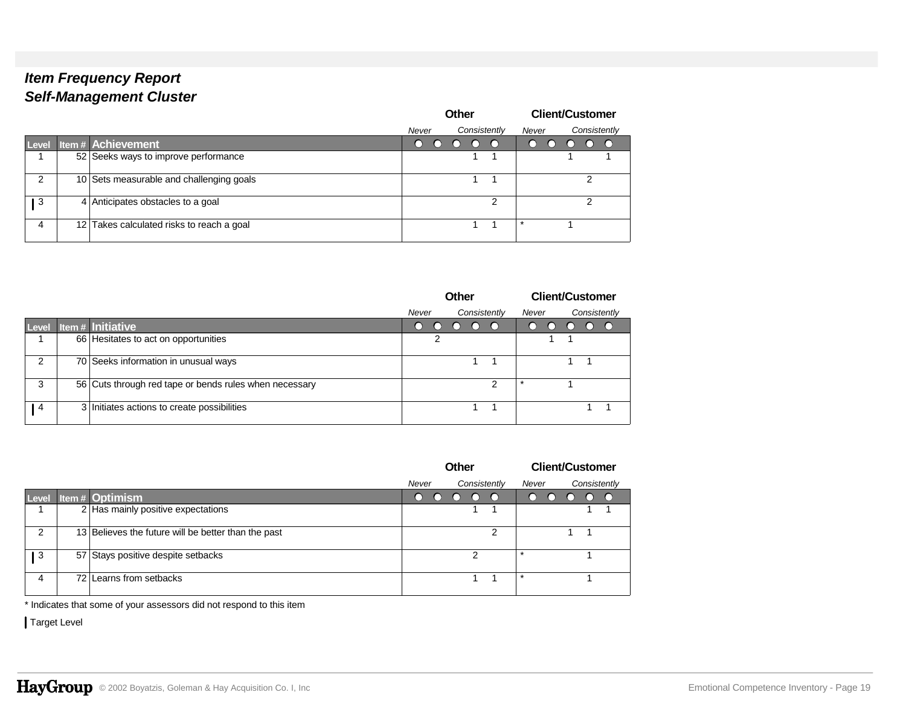## *Item Frequency Report*
## *Self-Management Cluster*

| Level | Item # | Achievement | Other: Never | | | | Other: Consistently | Client/Customer: Never | | | | Client/Customer: Consistently |
|---|---|---|---|---|---|---|---|---|---|---|---|---|
| 1 | 52 | Seeks ways to improve performance | | | | 1 | 1 | | | 1 | | 1 |
| 2 | 10 | Sets measurable and challenging goals | | | | 1 | 1 | | | | 2 | |
| ▌ 3 | 4 | Anticipates obstacles to a goal | | | | | 2 | | | | 2 | |
| 4 | 12 | Takes calculated risks to reach a goal | | | | 1 | 1 | * | | 1 | | |

| Level | Item # | Initiative | Other: Never | | | | Other: Consistently | Client/Customer: Never | | | | Client/Customer: Consistently |
|---|---|---|---|---|---|---|---|---|---|---|---|---|
| 1 | 66 | Hesitates to act on opportunities | | 2 | | | | | 1 | 1 | | |
| 2 | 70 | Seeks information in unusual ways | | | | 1 | 1 | | | 1 | 1 | |
| 3 | 56 | Cuts through red tape or bends rules when necessary | | | | | 2 | * | | 1 | | |
| ▌ 4 | 3 | Initiates actions to create possibilities | | | | 1 | 1 | | | | 1 | 1 |

| Level | Item # | Optimism | Other: Never | | | | Other: Consistently | Client/Customer: Never | | | | Client/Customer: Consistently |
|---|---|---|---|---|---|---|---|---|---|---|---|---|
| 1 | 2 | Has mainly positive expectations | | | | 1 | 1 | | | | 1 | 1 |
| 2 | 13 | Believes the future will be better than the past | | | | | 2 | | | 1 | 1 | |
| ▌ 3 | 57 | Stays positive despite setbacks | | | | 2 | | * | | | 1 | |
| 4 | 72 | Learns from setbacks | | | | 1 | 1 | * | | | 1 | |

\* Indicates that some of your assessors did not respond to this item

▌ Target Level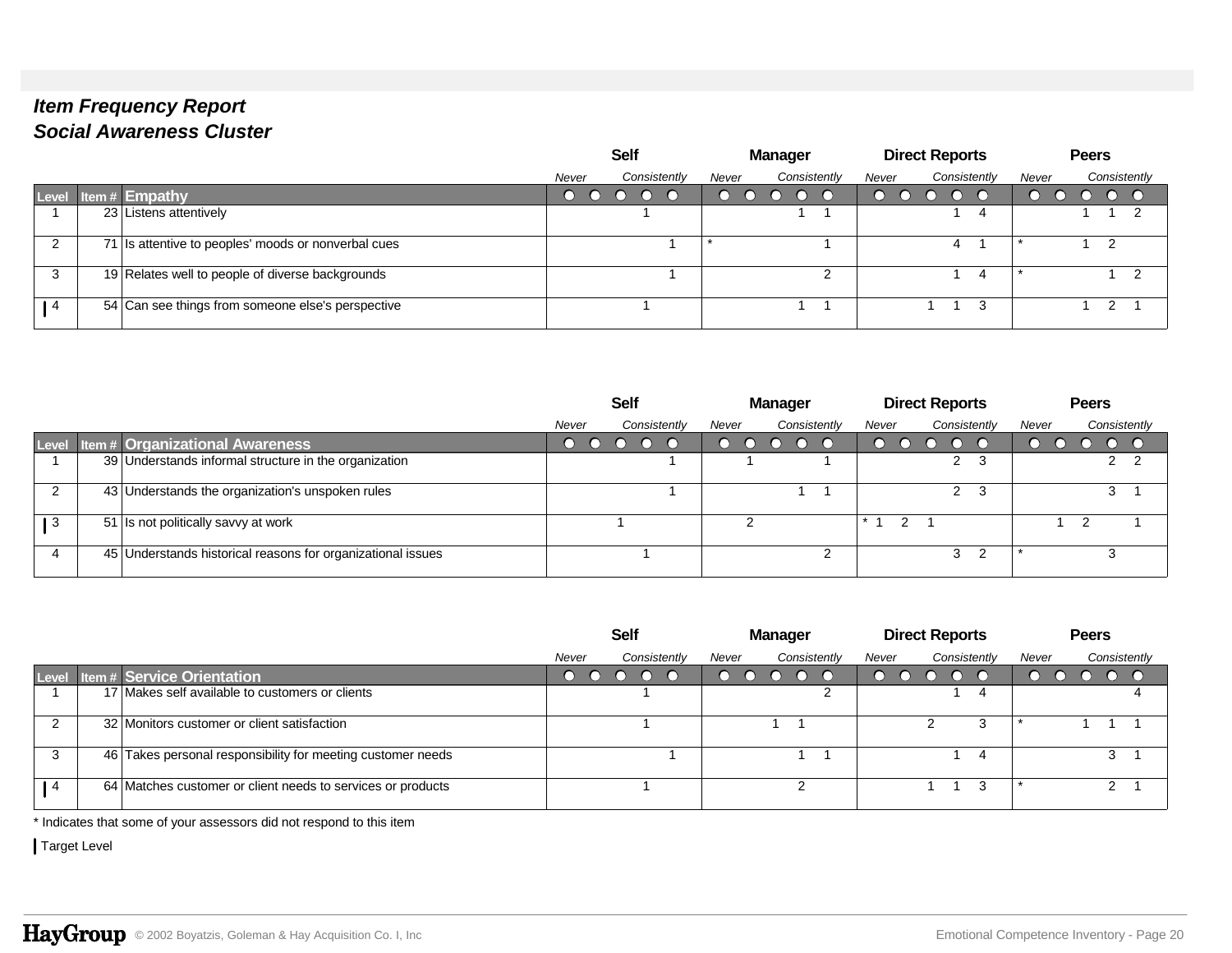## *Item Frequency Report*
## *Social Awareness Cluster*

| | | | Self | | | | | Manager | | | | | Direct Reports | | | | | Peers | | | | |
|---|---|---|---|---|---|---|---|---|---|---|---|---|---|---|---|---|---|---|---|---|---|---|
| **Level** | **Item #** | **Empathy** | *Never* | | | | *Consistently* | *Never* | | | | *Consistently* | *Never* | | | | *Consistently* | *Never* | | | | *Consistently* |
| 1 | 23 | Listens attentively | | | | 1 | | | | | 1 | 1 | | | | 1 | 4 | | | 1 | 1 | 2 |
| 2 | 71 | Is attentive to peoples' moods or nonverbal cues | | | | | 1 | * | | | | 1 | | | | 4 | 1 | * | | 1 | 2 | |
| 3 | 19 | Relates well to people of diverse backgrounds | | | | | 1 | | | | | 2 | | | | 1 | 4 | * | | | 1 | 2 |
| ▎ 4 | 54 | Can see things from someone else's perspective | | | | 1 | | | | | 1 | 1 | | | 1 | 1 | 3 | | | 1 | 2 | 1 |

| | | | Self | | | | | Manager | | | | | Direct Reports | | | | | Peers | | | | |
|---|---|---|---|---|---|---|---|---|---|---|---|---|---|---|---|---|---|---|---|---|---|---|
| **Level** | **Item #** | **Organizational Awareness** | *Never* | | | | *Consistently* | *Never* | | | | *Consistently* | *Never* | | | | *Consistently* | *Never* | | | | *Consistently* |
| 1 | 39 | Understands informal structure in the organization | | | | | 1 | | 1 | | | 1 | | | | 2 | 3 | | | | 2 | 2 |
| 2 | 43 | Understands the organization's unspoken rules | | | | | 1 | | | | 1 | 1 | | | | 2 | 3 | | | | 3 | 1 |
| ▎ 3 | 51 | Is not politically savvy at work | | | 1 | | | | 2 | | | | * 1 | 2 | 1 | | | | 1 | 2 | | 1 |
| 4 | 45 | Understands historical reasons for organizational issues | | | | 1 | | | | | | 2 | | | | 3 | 2 | * | | | 3 | |

| | | | Self | | | | | Manager | | | | | Direct Reports | | | | | Peers | | | | |
|---|---|---|---|---|---|---|---|---|---|---|---|---|---|---|---|---|---|---|---|---|---|---|
| **Level** | **Item #** | **Service Orientation** | *Never* | | | | *Consistently* | *Never* | | | | *Consistently* | *Never* | | | | *Consistently* | *Never* | | | | *Consistently* |
| 1 | 17 | Makes self available to customers or clients | | | | 1 | | | | | | 2 | | | | 1 | 4 | | | | | 4 |
| 2 | 32 | Monitors customer or client satisfaction | | | | 1 | | | | 1 | 1 | | | | 2 | | 3 | * | | 1 | 1 | 1 |
| 3 | 46 | Takes personal responsibility for meeting customer needs | | | | | 1 | | | | 1 | 1 | | | | 1 | 4 | | | | 3 | 1 |
| ▎ 4 | 64 | Matches customer or client needs to services or products | | | | 1 | | | | | 2 | | | | 1 | 1 | 3 | * | | | 2 | 1 |

* Indicates that some of your assessors did not respond to this item

▎ Target Level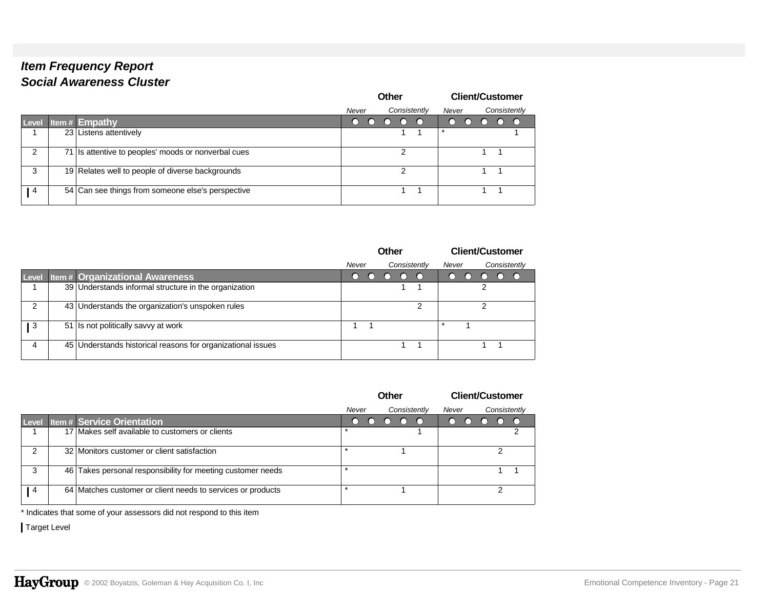## *Item Frequency Report*
## *Social Awareness Cluster*

| Level | Item # | Empathy | Other: Never | | | | Other: Consistently | Client/Customer: Never | | | | Client/Customer: Consistently |
|---|---|---|---|---|---|---|---|---|---|---|---|---|
| 1 | 23 | Listens attentively | | | | 1 | 1 | * | | | | 1 |
| 2 | 71 | Is attentive to peoples' moods or nonverbal cues | | | | 2 | | | | 1 | 1 | |
| 3 | 19 | Relates well to people of diverse backgrounds | | | | 2 | | | | 1 | 1 | |
| ▍4 | 54 | Can see things from someone else's perspective | | | | 1 | 1 | | | 1 | 1 | |

| Level | Item # | Organizational Awareness | Other: Never | | | | Other: Consistently | Client/Customer: Never | | | | Client/Customer: Consistently |
|---|---|---|---|---|---|---|---|---|---|---|---|---|
| 1 | 39 | Understands informal structure in the organization | | | | 1 | 1 | | | 2 | | |
| 2 | 43 | Understands the organization's unspoken rules | | | | | 2 | | | 2 | | |
| ▍3 | 51 | Is not politically savvy at work | 1 | 1 | | | | * | 1 | | | |
| 4 | 45 | Understands historical reasons for organizational issues | | | | 1 | 1 | | | 1 | 1 | |

| Level | Item # | Service Orientation | Other: Never | | | | Other: Consistently | Client/Customer: Never | | | | Client/Customer: Consistently |
|---|---|---|---|---|---|---|---|---|---|---|---|---|
| 1 | 17 | Makes self available to customers or clients | * | | | | 1 | | | | | 2 |
| 2 | 32 | Monitors customer or client satisfaction | * | | | 1 | | | | | 2 | |
| 3 | 46 | Takes personal responsibility for meeting customer needs | * | | | | | | | | 1 | 1 |
| ▍4 | 64 | Matches customer or client needs to services or products | * | | | 1 | | | | | 2 | |

* Indicates that some of your assessors did not respond to this item

▍ Target Level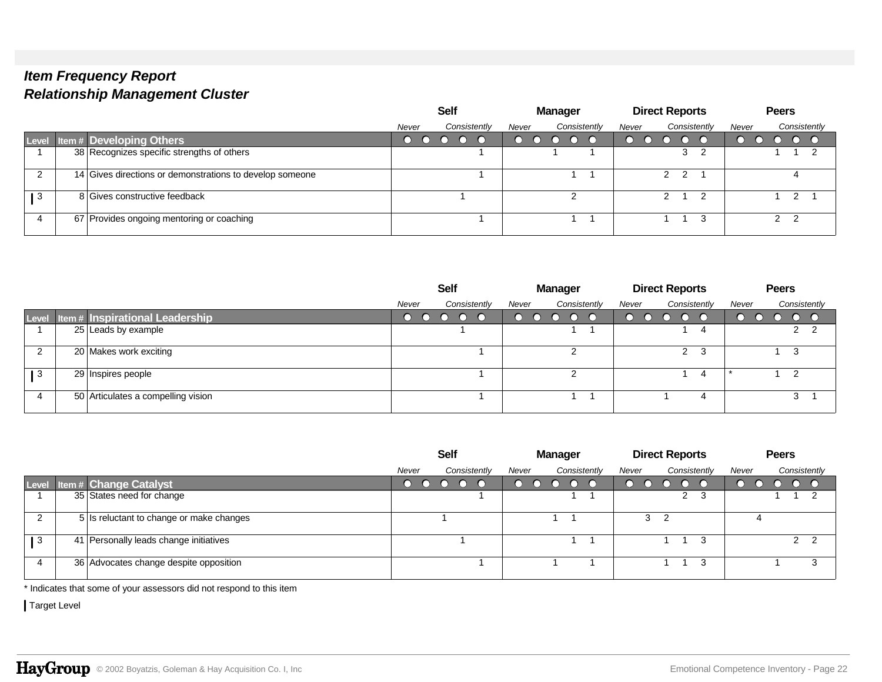## Item Frequency Report

## Relationship Management Cluster

| Level | Item # | Developing Others | Self | | | | | Manager | | | | | Direct Reports | | | | | Peers | | | | |
|---|---|---|---|---|---|---|---|---|---|---|---|---|---|---|---|---|---|---|---|---|---|---|
| | | | Never | | | | Consistently | Never | | | | Consistently | Never | | | | Consistently | Never | | | | Consistently |
| 1 | 38 | Recognizes specific strengths of others | | | | | 1 | | | 1 | | 1 | | | | 3 | 2 | | | 1 | 1 | 2 |
| 2 | 14 | Gives directions or demonstrations to develop someone | | | | | 1 | | | | 1 | 1 | | | 2 | 2 | 1 | | | | 4 | |
| ▌3 | 8 | Gives constructive feedback | | | | 1 | | | | | 2 | | | | 2 | 1 | 2 | | | 1 | 2 | 1 |
| 4 | 67 | Provides ongoing mentoring or coaching | | | | | 1 | | | | 1 | 1 | | | 1 | 1 | 3 | | | 2 | 2 | |

| Level | Item # | Inspirational Leadership | Self | | | | | Manager | | | | | Direct Reports | | | | | Peers | | | | |
|---|---|---|---|---|---|---|---|---|---|---|---|---|---|---|---|---|---|---|---|---|---|---|
| | | | Never | | | | Consistently | Never | | | | Consistently | Never | | | | Consistently | Never | | | | Consistently |
| 1 | 25 | Leads by example | | | | 1 | | | | | 1 | 1 | | | | 1 | 4 | | | | 2 | 2 |
| 2 | 20 | Makes work exciting | | | | | 1 | | | | 2 | | | | | 2 | 3 | | | 1 | 3 | |
| ▌3 | 29 | Inspires people | | | | | 1 | | | | 2 | | | | | 1 | 4 | * | | 1 | 2 | |
| 4 | 50 | Articulates a compelling vision | | | | | 1 | | | | 1 | 1 | | | 1 | | 4 | | | | 3 | 1 |

| Level | Item # | Change Catalyst | Self | | | | | Manager | | | | | Direct Reports | | | | | Peers | | | | |
|---|---|---|---|---|---|---|---|---|---|---|---|---|---|---|---|---|---|---|---|---|---|---|
| | | | Never | | | | Consistently | Never | | | | Consistently | Never | | | | Consistently | Never | | | | Consistently |
| 1 | 35 | States need for change | | | | | 1 | | | | 1 | 1 | | | | 2 | 3 | | | 1 | 1 | 2 |
| 2 | 5 | Is reluctant to change or make changes | | | 1 | | | | | 1 | 1 | | | 3 | 2 | | | | 4 | | | |
| ▌3 | 41 | Personally leads change initiatives | | | | 1 | | | | | 1 | 1 | | | 1 | 1 | 3 | | | | 2 | 2 |
| 4 | 36 | Advocates change despite opposition | | | | | 1 | | | 1 | | 1 | | | 1 | 1 | 3 | | | 1 | | 3 |

* Indicates that some of your assessors did not respond to this item

▌ Target Level

© 2002 Boyatzis, Goleman & Hay Acquisition Co. I, Inc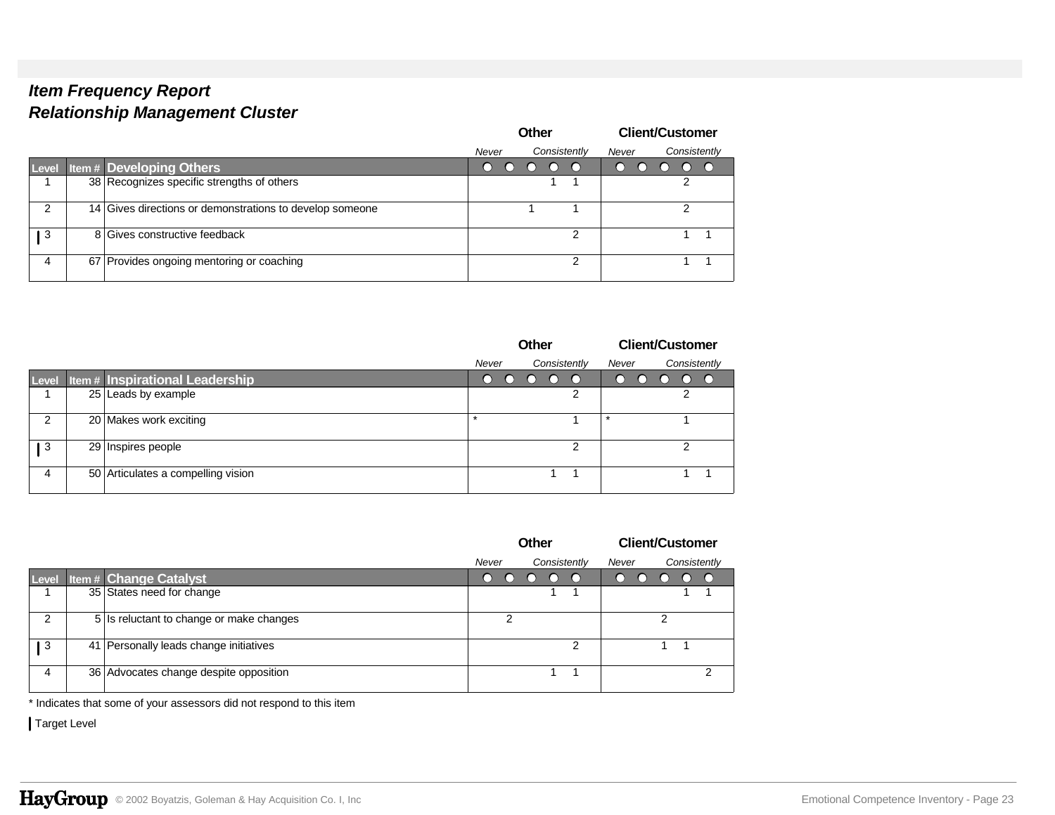## *Item Frequency Report*
## *Relationship Management Cluster*

| Level | Item # | Developing Others | Other: Never | | | | Other: Consistently | Client/Customer: Never | | | | Client/Customer: Consistently |
|---|---|---|---|---|---|---|---|---|---|---|---|---|
| 1 | 38 | Recognizes specific strengths of others | | | | 1 | 1 | | | | 2 | |
| 2 | 14 | Gives directions or demonstrations to develop someone | | | 1 | | 1 | | | | 2 | |
| ┃ 3 | 8 | Gives constructive feedback | | | | | 2 | | | | 1 | 1 |
| 4 | 67 | Provides ongoing mentoring or coaching | | | | | 2 | | | | 1 | 1 |

| Level | Item # | Inspirational Leadership | Other: Never | | | | Other: Consistently | Client/Customer: Never | | | | Client/Customer: Consistently |
|---|---|---|---|---|---|---|---|---|---|---|---|---|
| 1 | 25 | Leads by example | | | | | 2 | | | | 2 | |
| 2 | 20 | Makes work exciting | * | | | | 1 | * | | | 1 | |
| ┃ 3 | 29 | Inspires people | | | | | 2 | | | | 2 | |
| 4 | 50 | Articulates a compelling vision | | | | 1 | 1 | | | | 1 | 1 |

| Level | Item # | Change Catalyst | Other: Never | | | | Other: Consistently | Client/Customer: Never | | | | Client/Customer: Consistently |
|---|---|---|---|---|---|---|---|---|---|---|---|---|
| 1 | 35 | States need for change | | | | 1 | 1 | | | | 1 | 1 |
| 2 | 5 | Is reluctant to change or make changes | | 2 | | | | | | 2 | | |
| ┃ 3 | 41 | Personally leads change initiatives | | | | | 2 | | | 1 | 1 | |
| 4 | 36 | Advocates change despite opposition | | | | 1 | 1 | | | | | 2 |

\* Indicates that some of your assessors did not respond to this item

┃ Target Level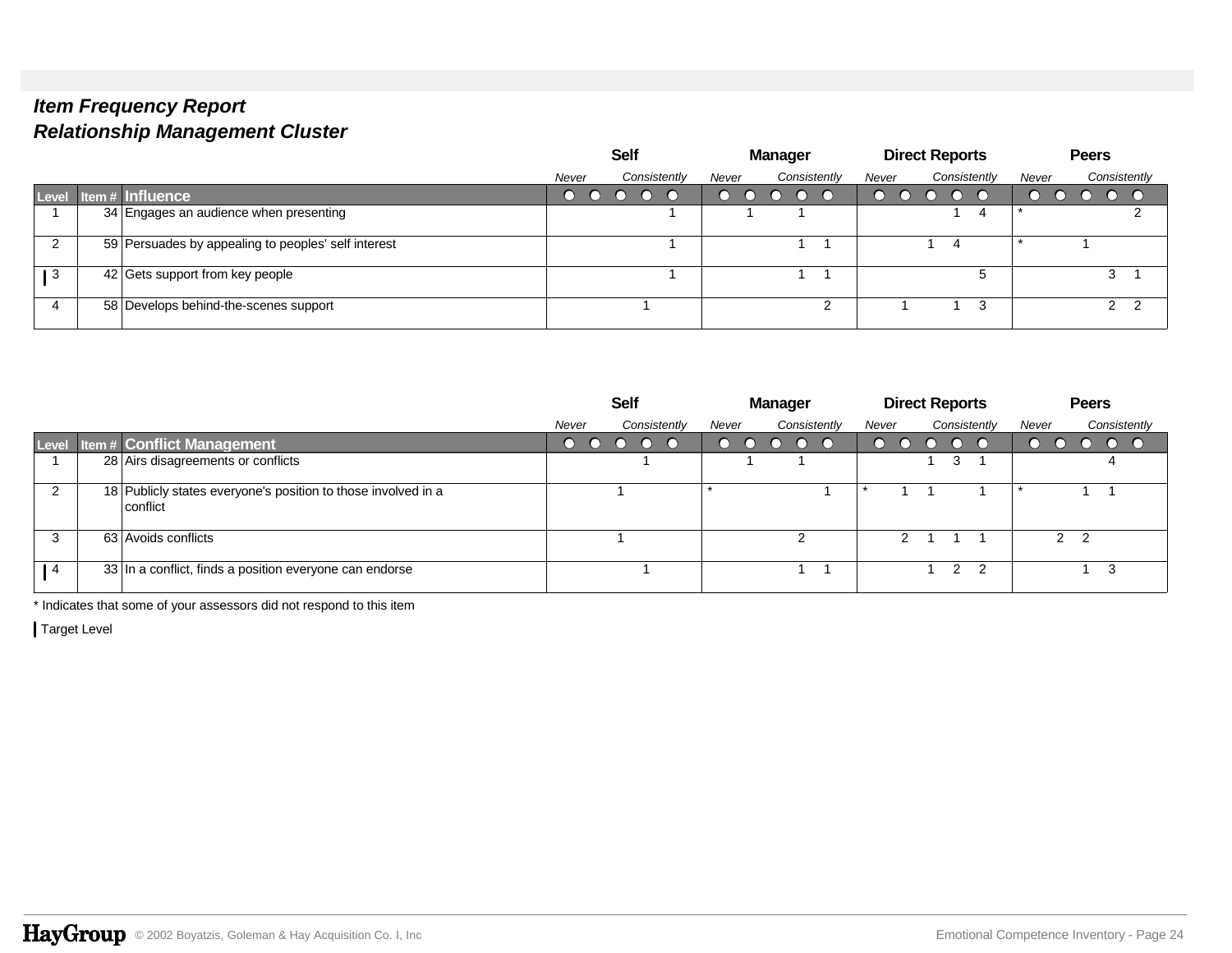## *Item Frequency Report*
## *Relationship Management Cluster*

| Level | Item # | Influence | Self: Never | Self | Self | Self | Self: Consistently | Manager: Never | Manager | Manager | Manager | Manager: Consistently | Direct Reports: Never | Direct Reports | Direct Reports | Direct Reports | Direct Reports: Consistently | Peers: Never | Peers | Peers | Peers | Peers: Consistently |
|---|---|---|---|---|---|---|---|---|---|---|---|---|---|---|---|---|---|---|---|---|---|---|
| 1 | 34 | Engages an audience when presenting | | | | | 1 | | 1 | | 1 | | | | | 1 | 4 | * | | | | 2 |
| 2 | 59 | Persuades by appealing to peoples' self interest | | | | | 1 | | | | 1 | 1 | | | 1 | 4 | | * | | 1 | | |
| ▌3 | 42 | Gets support from key people | | | | | 1 | | | | 1 | 1 | | | | | 5 | | | | 3 | 1 |
| 4 | 58 | Develops behind-the-scenes support | | | | 1 | | | | | | 2 | | 1 | | 1 | 3 | | | | 2 | 2 |

| Level | Item # | Conflict Management | Self: Never | Self | Self | Self | Self: Consistently | Manager: Never | Manager | Manager | Manager | Manager: Consistently | Direct Reports: Never | Direct Reports | Direct Reports | Direct Reports | Direct Reports: Consistently | Peers: Never | Peers | Peers | Peers | Peers: Consistently |
|---|---|---|---|---|---|---|---|---|---|---|---|---|---|---|---|---|---|---|---|---|---|---|
| 1 | 28 | Airs disagreements or conflicts | | | | 1 | | | 1 | | 1 | | | | 1 | 3 | 1 | | | | 4 | |
| 2 | 18 | Publicly states everyone's position to those involved in a conflict | | | 1 | | | * | | | | 1 | * | 1 | 1 | | 1 | * | | 1 | 1 | |
| 3 | 63 | Avoids conflicts | | | 1 | | | | | | 2 | | | 2 | 1 | 1 | 1 | | 2 | 2 | | |
| ▌4 | 33 | In a conflict, finds a position everyone can endorse | | | | 1 | | | | | 1 | 1 | | | 1 | 2 | 2 | | | 1 | 3 | |

* Indicates that some of your assessors did not respond to this item

▌ Target Level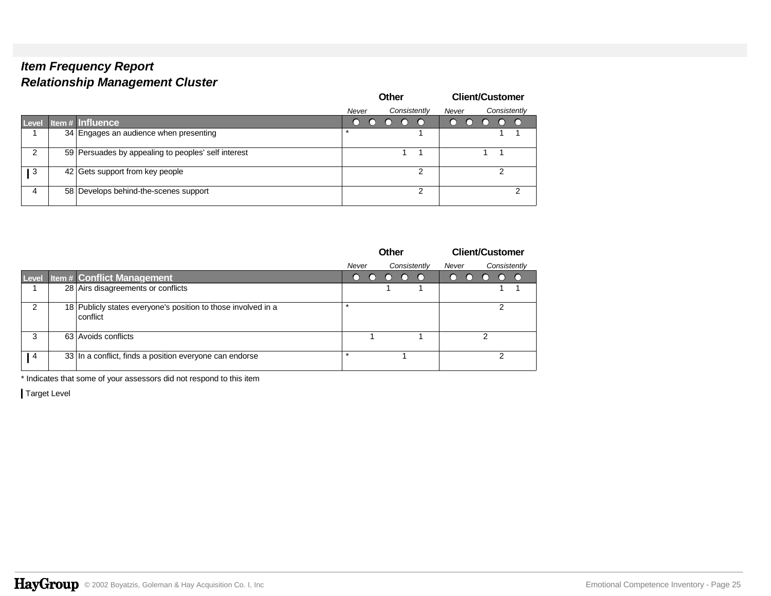## *Item Frequency Report*
## *Relationship Management Cluster*

| Level | Item # | Influence | | Other | | | | | Client/Customer | | | | |
|---|---|---|---|---|---|---|---|---|---|---|---|---|---|
| | | | | *Never* | | | | *Consistently* | *Never* | | | | *Consistently* |
| 1 | 34 | Engages an audience when presenting | * | | | | | 1 | | | | 1 | 1 |
| 2 | 59 | Persuades by appealing to peoples' self interest | | | | | 1 | 1 | | | 1 | 1 | |
| ❙ 3 | 42 | Gets support from key people | | | | | | 2 | | | | 2 | |
| 4 | 58 | Develops behind-the-scenes support | | | | | | 2 | | | | | 2 |

| Level | Item # | Conflict Management | | Other | | | | | Client/Customer | | | | |
|---|---|---|---|---|---|---|---|---|---|---|---|---|---|
| | | | | *Never* | | | | *Consistently* | *Never* | | | | *Consistently* |
| 1 | 28 | Airs disagreements or conflicts | | | | 1 | | 1 | | | | 1 | 1 |
| 2 | 18 | Publicly states everyone's position to those involved in a conflict | * | | | | | | | | | 2 | |
| 3 | 63 | Avoids conflicts | | | 1 | | | 1 | | | 2 | | |
| ❙ 4 | 33 | In a conflict, finds a position everyone can endorse | * | | | | 1 | | | | | 2 | |

\* Indicates that some of your assessors did not respond to this item

❙ Target Level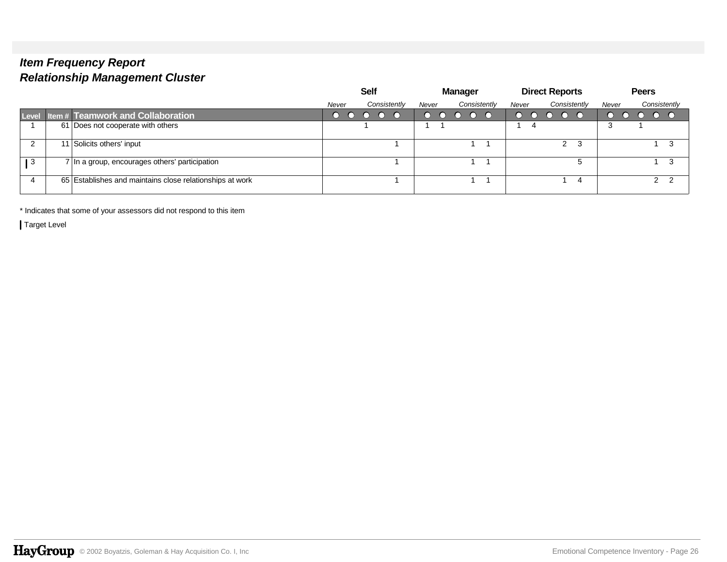## *Item Frequency Report*
## *Relationship Management Cluster*

| Level | Item # | Teamwork and Collaboration | Self | | | | | Manager | | | | | Direct Reports | | | | | Peers | | | | |
|---|---|---|---|---|---|---|---|---|---|---|---|---|---|---|---|---|---|---|---|---|---|---|
| | | | *Never* | | | | *Consistently* | *Never* | | | | *Consistently* | *Never* | | | | *Consistently* | *Never* | | | | *Consistently* |
| 1 | 61 | Does not cooperate with others | | | 1 | | | 1 | 1 | | | | 1 | 4 | | | | 3 | | 1 | | |
| 2 | 11 | Solicits others' input | | | | | 1 | | | | 1 | 1 | | | | 2 | 3 | | | | 1 | 3 |
| ▌3 | 7 | In a group, encourages others' participation | | | | | 1 | | | | 1 | 1 | | | | | 5 | | | | 1 | 3 |
| 4 | 65 | Establishes and maintains close relationships at work | | | | | 1 | | | | 1 | 1 | | | | 1 | 4 | | | | 2 | 2 |

* Indicates that some of your assessors did not respond to this item

▌ Target Level

© 2002 Boyatzis, Goleman & Hay Acquisition Co. I, Inc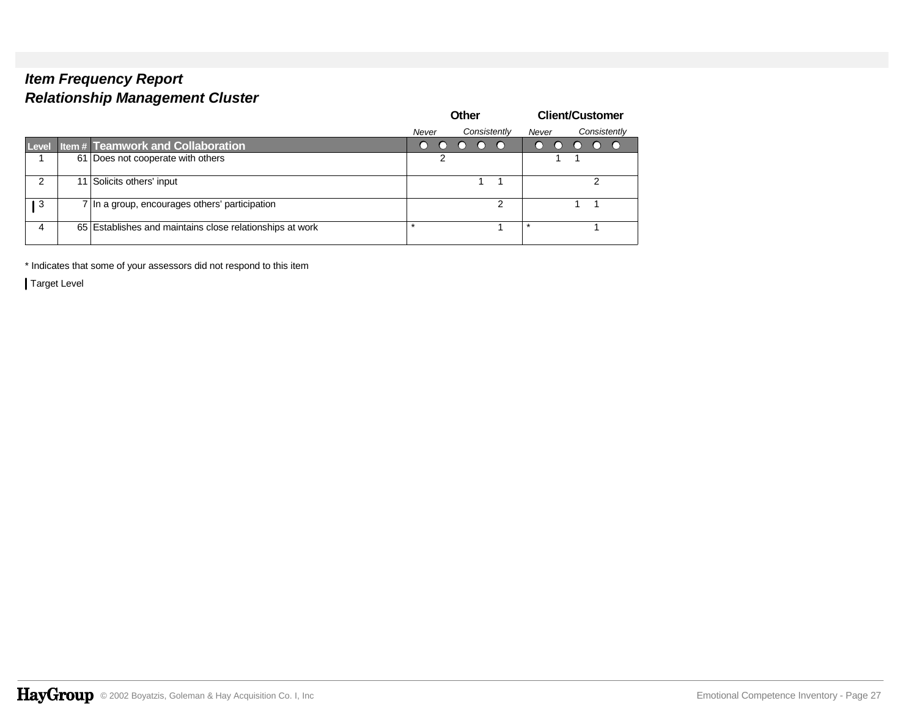## *Item Frequency Report*

## *Relationship Management Cluster*

| Level | Item # | Teamwork and Collaboration | Other: Never | Other | Other | Other | Other: Consistently | Client/Customer: Never | Client/Customer | Client/Customer | Client/Customer | Client/Customer: Consistently |
|---|---|---|---|---|---|---|---|---|---|---|---|---|
| 1 | 61 | Does not cooperate with others | | 2 | | | | | 1 | 1 | | |
| 2 | 11 | Solicits others' input | | | | 1 | 1 | | | | 2 | |
| ▌ 3 | 7 | In a group, encourages others' participation | | | | | 2 | | | 1 | 1 | |
| 4 | 65 | Establishes and maintains close relationships at work | * | | | | 1 | * | | | 1 | |

\* Indicates that some of your assessors did not respond to this item

▌ Target Level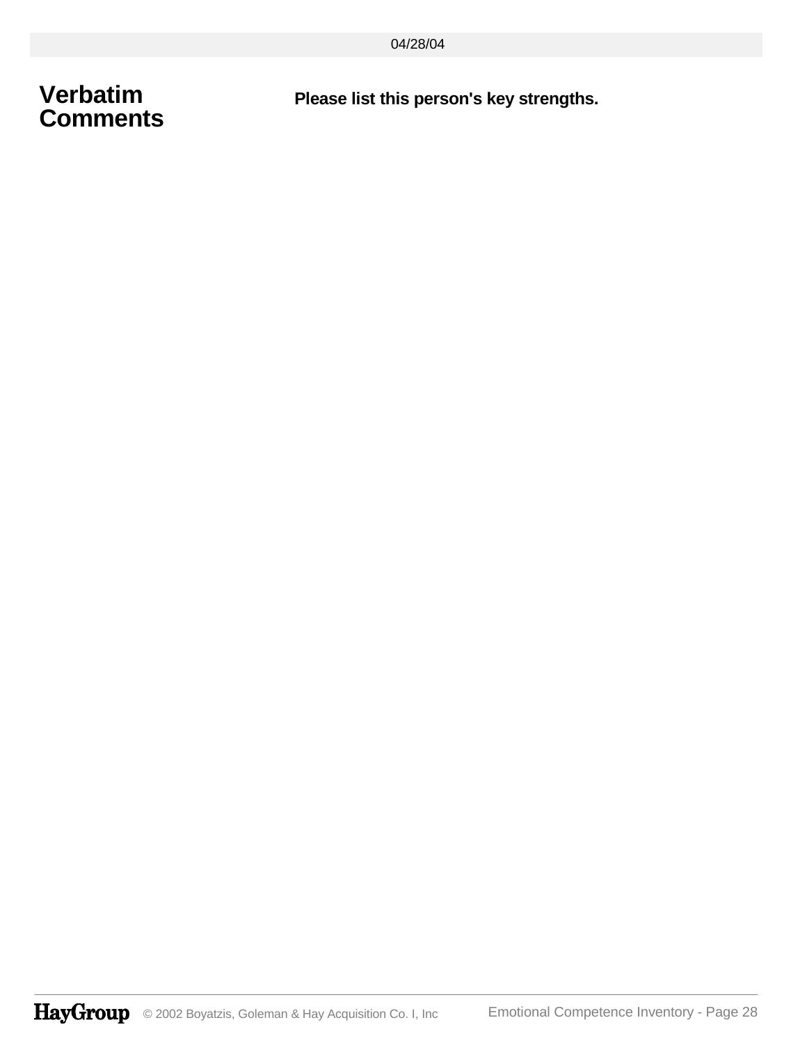# Verbatim Comments

**Please list this person's key strengths.**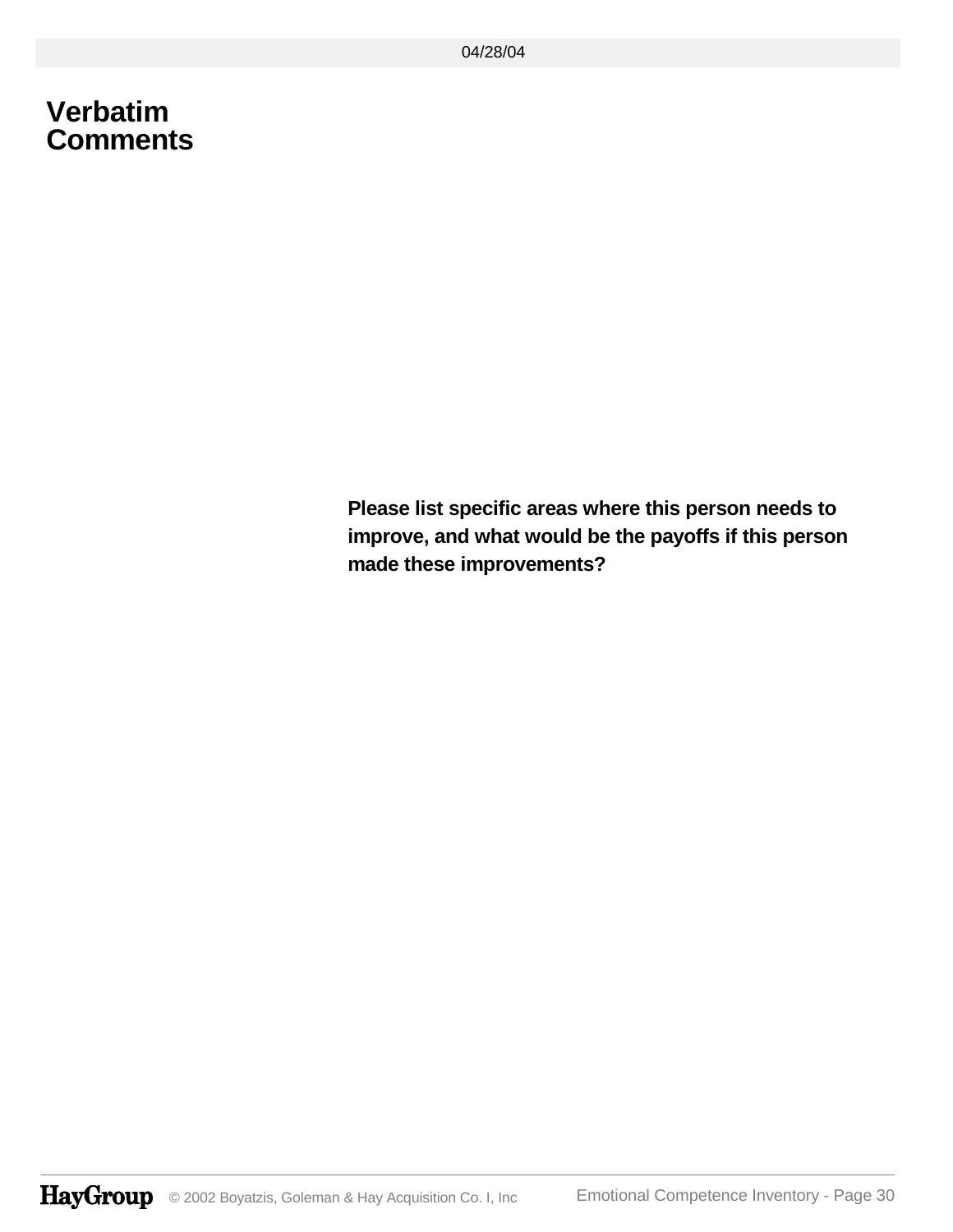# Verbatim Comments

**Please list specific areas where this person needs to improve, and what would be the payoffs if this person made these improvements?**